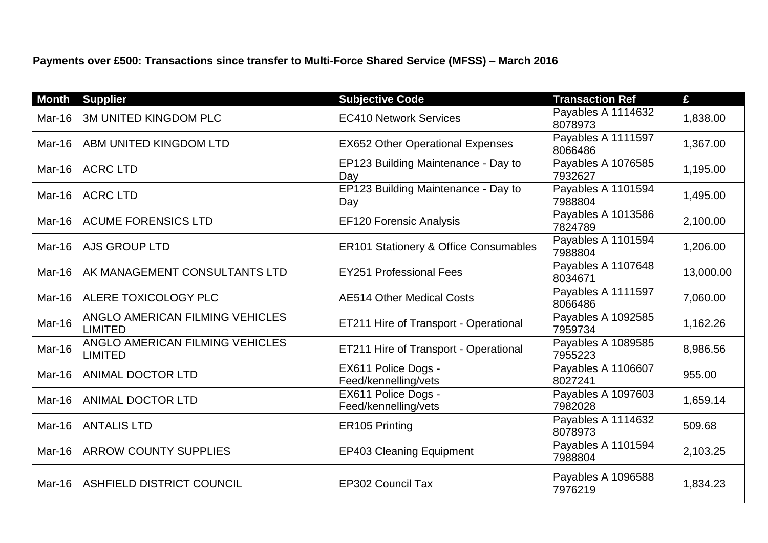**Payments over £500: Transactions since transfer to Multi-Force Shared Service (MFSS) – March 2016**

| Month | Supplier | Subjective Code | Transaction Ref | £ |
|---|---|---|---|---|
| Mar-16 | 3M UNITED KINGDOM PLC | EC410 Network Services | Payables A 1114632 8078973 | 1,838.00 |
| Mar-16 | ABM UNITED KINGDOM LTD | EX652 Other Operational Expenses | Payables A 1111597 8066486 | 1,367.00 |
| Mar-16 | ACRC LTD | EP123 Building Maintenance - Day to Day | Payables A 1076585 7932627 | 1,195.00 |
| Mar-16 | ACRC LTD | EP123 Building Maintenance - Day to Day | Payables A 1101594 7988804 | 1,495.00 |
| Mar-16 | ACUME FORENSICS LTD | EF120 Forensic Analysis | Payables A 1013586 7824789 | 2,100.00 |
| Mar-16 | AJS GROUP LTD | ER101 Stationery & Office Consumables | Payables A 1101594 7988804 | 1,206.00 |
| Mar-16 | AK MANAGEMENT CONSULTANTS LTD | EY251 Professional Fees | Payables A 1107648 8034671 | 13,000.00 |
| Mar-16 | ALERE TOXICOLOGY PLC | AE514 Other Medical Costs | Payables A 1111597 8066486 | 7,060.00 |
| Mar-16 | ANGLO AMERICAN FILMING VEHICLES LIMITED | ET211 Hire of Transport - Operational | Payables A 1092585 7959734 | 1,162.26 |
| Mar-16 | ANGLO AMERICAN FILMING VEHICLES LIMITED | ET211 Hire of Transport - Operational | Payables A 1089585 7955223 | 8,986.56 |
| Mar-16 | ANIMAL DOCTOR LTD | EX611 Police Dogs - Feed/kennelling/vets | Payables A 1106607 8027241 | 955.00 |
| Mar-16 | ANIMAL DOCTOR LTD | EX611 Police Dogs - Feed/kennelling/vets | Payables A 1097603 7982028 | 1,659.14 |
| Mar-16 | ANTALIS LTD | ER105 Printing | Payables A 1114632 8078973 | 509.68 |
| Mar-16 | ARROW COUNTY SUPPLIES | EP403 Cleaning Equipment | Payables A 1101594 7988804 | 2,103.25 |
| Mar-16 | ASHFIELD DISTRICT COUNCIL | EP302 Council Tax | Payables A 1096588 7976219 | 1,834.23 |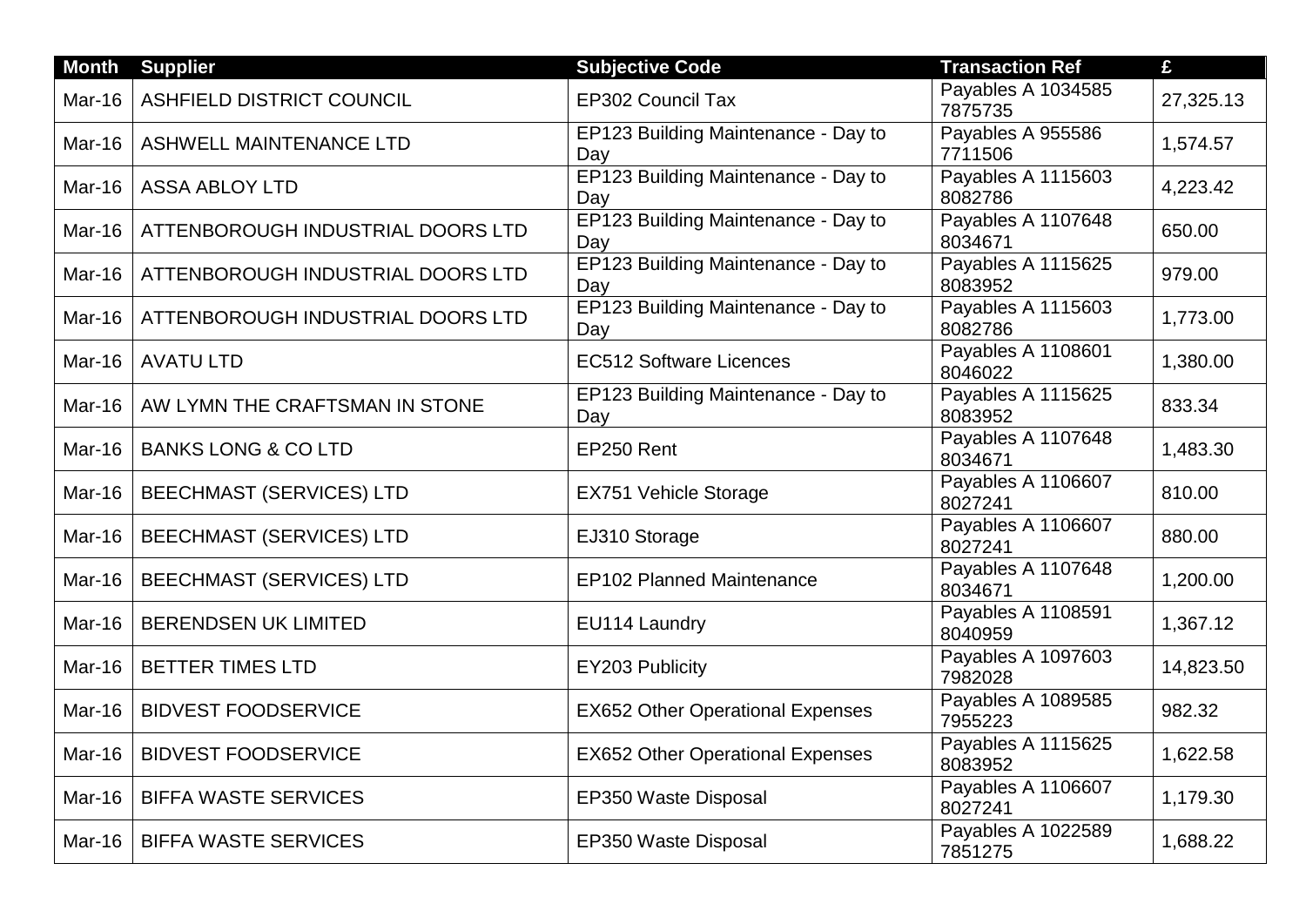| Month | Supplier | Subjective Code | Transaction Ref | £ |
|---|---|---|---|---|
| Mar-16 | ASHFIELD DISTRICT COUNCIL | EP302 Council Tax | Payables A 1034585 7875735 | 27,325.13 |
| Mar-16 | ASHWELL MAINTENANCE LTD | EP123 Building Maintenance - Day to Day | Payables A 955586 7711506 | 1,574.57 |
| Mar-16 | ASSA ABLOY LTD | EP123 Building Maintenance - Day to Day | Payables A 1115603 8082786 | 4,223.42 |
| Mar-16 | ATTENBOROUGH INDUSTRIAL DOORS LTD | EP123 Building Maintenance - Day to Day | Payables A 1107648 8034671 | 650.00 |
| Mar-16 | ATTENBOROUGH INDUSTRIAL DOORS LTD | EP123 Building Maintenance - Day to Day | Payables A 1115625 8083952 | 979.00 |
| Mar-16 | ATTENBOROUGH INDUSTRIAL DOORS LTD | EP123 Building Maintenance - Day to Day | Payables A 1115603 8082786 | 1,773.00 |
| Mar-16 | AVATU LTD | EC512 Software Licences | Payables A 1108601 8046022 | 1,380.00 |
| Mar-16 | AW LYMN THE CRAFTSMAN IN STONE | EP123 Building Maintenance - Day to Day | Payables A 1115625 8083952 | 833.34 |
| Mar-16 | BANKS LONG & CO LTD | EP250 Rent | Payables A 1107648 8034671 | 1,483.30 |
| Mar-16 | BEECHMAST (SERVICES) LTD | EX751 Vehicle Storage | Payables A 1106607 8027241 | 810.00 |
| Mar-16 | BEECHMAST (SERVICES) LTD | EJ310 Storage | Payables A 1106607 8027241 | 880.00 |
| Mar-16 | BEECHMAST (SERVICES) LTD | EP102 Planned Maintenance | Payables A 1107648 8034671 | 1,200.00 |
| Mar-16 | BERENDSEN UK LIMITED | EU114 Laundry | Payables A 1108591 8040959 | 1,367.12 |
| Mar-16 | BETTER TIMES LTD | EY203 Publicity | Payables A 1097603 7982028 | 14,823.50 |
| Mar-16 | BIDVEST FOODSERVICE | EX652 Other Operational Expenses | Payables A 1089585 7955223 | 982.32 |
| Mar-16 | BIDVEST FOODSERVICE | EX652 Other Operational Expenses | Payables A 1115625 8083952 | 1,622.58 |
| Mar-16 | BIFFA WASTE SERVICES | EP350 Waste Disposal | Payables A 1106607 8027241 | 1,179.30 |
| Mar-16 | BIFFA WASTE SERVICES | EP350 Waste Disposal | Payables A 1022589 7851275 | 1,688.22 |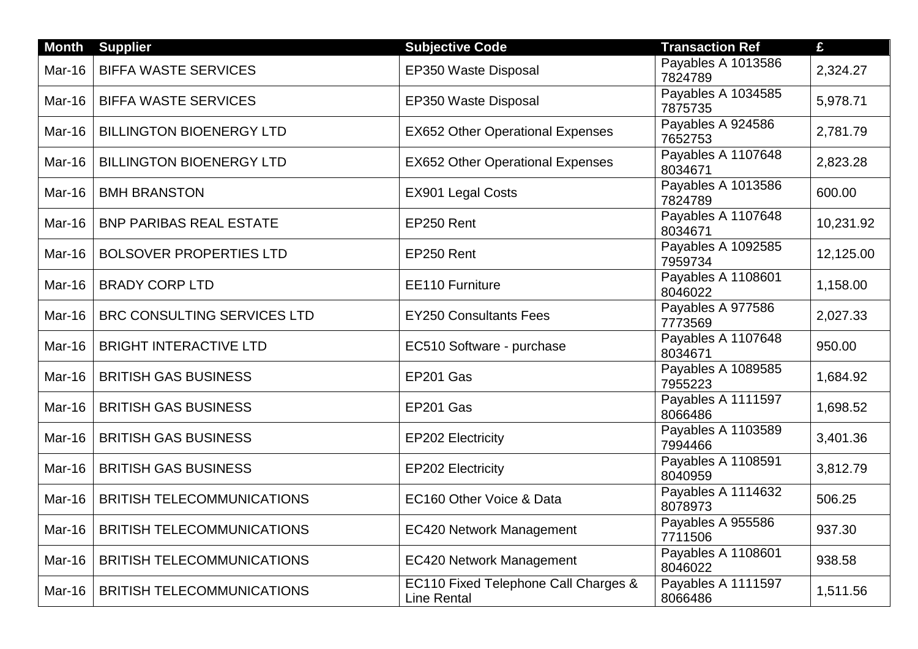| Month | Supplier | Subjective Code | Transaction Ref | £ |
|---|---|---|---|---|
| Mar-16 | BIFFA WASTE SERVICES | EP350 Waste Disposal | Payables A 1013586 7824789 | 2,324.27 |
| Mar-16 | BIFFA WASTE SERVICES | EP350 Waste Disposal | Payables A 1034585 7875735 | 5,978.71 |
| Mar-16 | BILLINGTON BIOENERGY LTD | EX652 Other Operational Expenses | Payables A 924586 7652753 | 2,781.79 |
| Mar-16 | BILLINGTON BIOENERGY LTD | EX652 Other Operational Expenses | Payables A 1107648 8034671 | 2,823.28 |
| Mar-16 | BMH BRANSTON | EX901 Legal Costs | Payables A 1013586 7824789 | 600.00 |
| Mar-16 | BNP PARIBAS REAL ESTATE | EP250 Rent | Payables A 1107648 8034671 | 10,231.92 |
| Mar-16 | BOLSOVER PROPERTIES LTD | EP250 Rent | Payables A 1092585 7959734 | 12,125.00 |
| Mar-16 | BRADY CORP LTD | EE110 Furniture | Payables A 1108601 8046022 | 1,158.00 |
| Mar-16 | BRC CONSULTING SERVICES LTD | EY250 Consultants Fees | Payables A 977586 7773569 | 2,027.33 |
| Mar-16 | BRIGHT INTERACTIVE LTD | EC510 Software - purchase | Payables A 1107648 8034671 | 950.00 |
| Mar-16 | BRITISH GAS BUSINESS | EP201 Gas | Payables A 1089585 7955223 | 1,684.92 |
| Mar-16 | BRITISH GAS BUSINESS | EP201 Gas | Payables A 1111597 8066486 | 1,698.52 |
| Mar-16 | BRITISH GAS BUSINESS | EP202 Electricity | Payables A 1103589 7994466 | 3,401.36 |
| Mar-16 | BRITISH GAS BUSINESS | EP202 Electricity | Payables A 1108591 8040959 | 3,812.79 |
| Mar-16 | BRITISH TELECOMMUNICATIONS | EC160 Other Voice & Data | Payables A 1114632 8078973 | 506.25 |
| Mar-16 | BRITISH TELECOMMUNICATIONS | EC420 Network Management | Payables A 955586 7711506 | 937.30 |
| Mar-16 | BRITISH TELECOMMUNICATIONS | EC420 Network Management | Payables A 1108601 8046022 | 938.58 |
| Mar-16 | BRITISH TELECOMMUNICATIONS | EC110 Fixed Telephone Call Charges & Line Rental | Payables A 1111597 8066486 | 1,511.56 |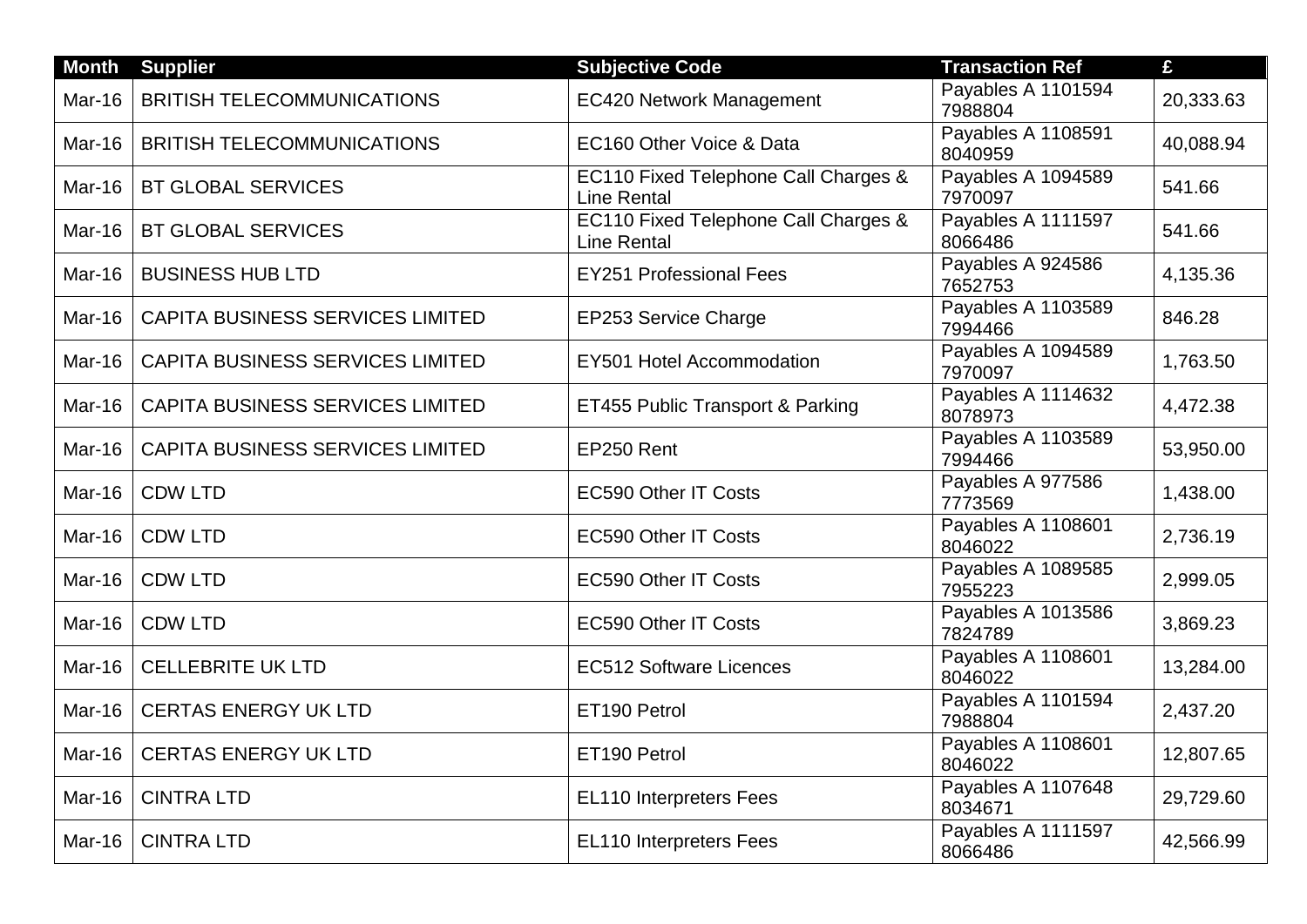| Month | Supplier | Subjective Code | Transaction Ref | £ |
|---|---|---|---|---|
| Mar-16 | BRITISH TELECOMMUNICATIONS | EC420 Network Management | Payables A 1101594 7988804 | 20,333.63 |
| Mar-16 | BRITISH TELECOMMUNICATIONS | EC160 Other Voice & Data | Payables A 1108591 8040959 | 40,088.94 |
| Mar-16 | BT GLOBAL SERVICES | EC110 Fixed Telephone Call Charges & Line Rental | Payables A 1094589 7970097 | 541.66 |
| Mar-16 | BT GLOBAL SERVICES | EC110 Fixed Telephone Call Charges & Line Rental | Payables A 1111597 8066486 | 541.66 |
| Mar-16 | BUSINESS HUB LTD | EY251 Professional Fees | Payables A 924586 7652753 | 4,135.36 |
| Mar-16 | CAPITA BUSINESS SERVICES LIMITED | EP253 Service Charge | Payables A 1103589 7994466 | 846.28 |
| Mar-16 | CAPITA BUSINESS SERVICES LIMITED | EY501 Hotel Accommodation | Payables A 1094589 7970097 | 1,763.50 |
| Mar-16 | CAPITA BUSINESS SERVICES LIMITED | ET455 Public Transport & Parking | Payables A 1114632 8078973 | 4,472.38 |
| Mar-16 | CAPITA BUSINESS SERVICES LIMITED | EP250 Rent | Payables A 1103589 7994466 | 53,950.00 |
| Mar-16 | CDW LTD | EC590 Other IT Costs | Payables A 977586 7773569 | 1,438.00 |
| Mar-16 | CDW LTD | EC590 Other IT Costs | Payables A 1108601 8046022 | 2,736.19 |
| Mar-16 | CDW LTD | EC590 Other IT Costs | Payables A 1089585 7955223 | 2,999.05 |
| Mar-16 | CDW LTD | EC590 Other IT Costs | Payables A 1013586 7824789 | 3,869.23 |
| Mar-16 | CELLEBRITE UK LTD | EC512 Software Licences | Payables A 1108601 8046022 | 13,284.00 |
| Mar-16 | CERTAS ENERGY UK LTD | ET190 Petrol | Payables A 1101594 7988804 | 2,437.20 |
| Mar-16 | CERTAS ENERGY UK LTD | ET190 Petrol | Payables A 1108601 8046022 | 12,807.65 |
| Mar-16 | CINTRA LTD | EL110 Interpreters Fees | Payables A 1107648 8034671 | 29,729.60 |
| Mar-16 | CINTRA LTD | EL110 Interpreters Fees | Payables A 1111597 8066486 | 42,566.99 |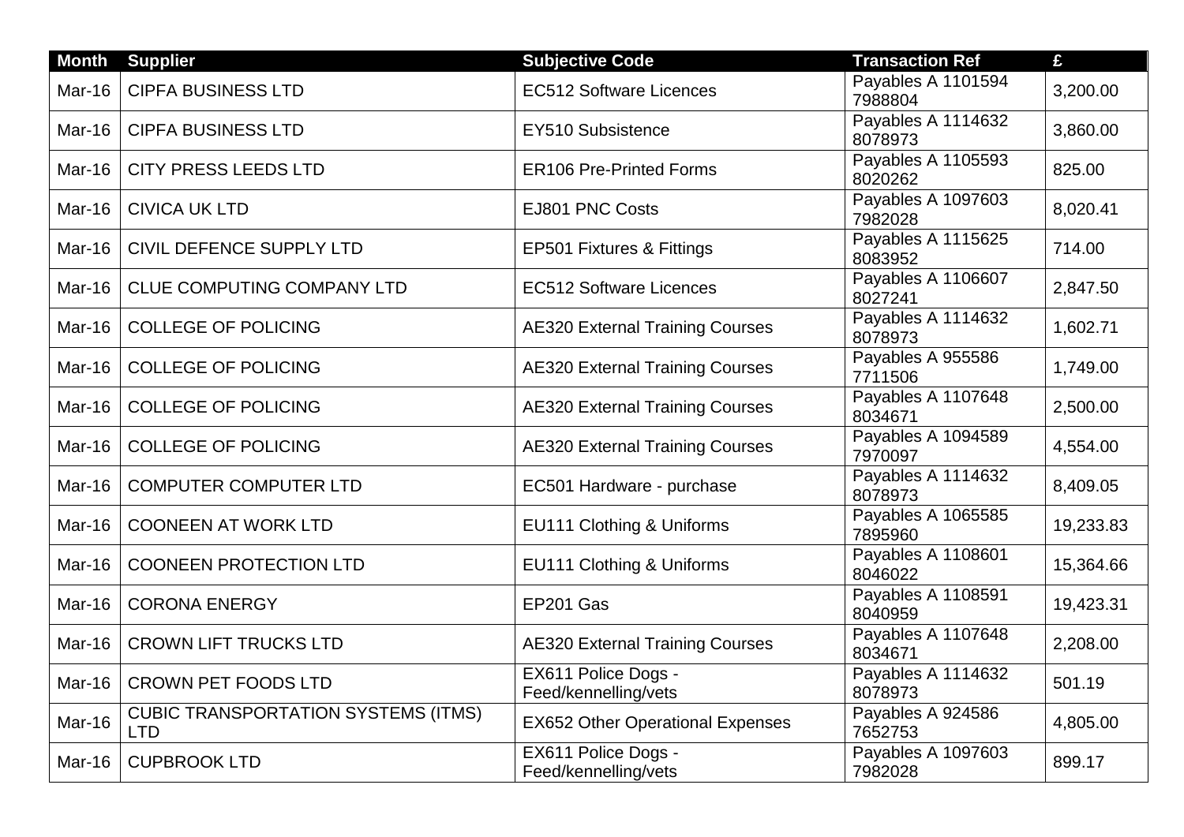| Month | Supplier | Subjective Code | Transaction Ref | £ |
|---|---|---|---|---|
| Mar-16 | CIPFA BUSINESS LTD | EC512 Software Licences | Payables A 1101594 7988804 | 3,200.00 |
| Mar-16 | CIPFA BUSINESS LTD | EY510 Subsistence | Payables A 1114632 8078973 | 3,860.00 |
| Mar-16 | CITY PRESS LEEDS LTD | ER106 Pre-Printed Forms | Payables A 1105593 8020262 | 825.00 |
| Mar-16 | CIVICA UK LTD | EJ801 PNC Costs | Payables A 1097603 7982028 | 8,020.41 |
| Mar-16 | CIVIL DEFENCE SUPPLY LTD | EP501 Fixtures & Fittings | Payables A 1115625 8083952 | 714.00 |
| Mar-16 | CLUE COMPUTING COMPANY LTD | EC512 Software Licences | Payables A 1106607 8027241 | 2,847.50 |
| Mar-16 | COLLEGE OF POLICING | AE320 External Training Courses | Payables A 1114632 8078973 | 1,602.71 |
| Mar-16 | COLLEGE OF POLICING | AE320 External Training Courses | Payables A 955586 7711506 | 1,749.00 |
| Mar-16 | COLLEGE OF POLICING | AE320 External Training Courses | Payables A 1107648 8034671 | 2,500.00 |
| Mar-16 | COLLEGE OF POLICING | AE320 External Training Courses | Payables A 1094589 7970097 | 4,554.00 |
| Mar-16 | COMPUTER COMPUTER LTD | EC501 Hardware - purchase | Payables A 1114632 8078973 | 8,409.05 |
| Mar-16 | COONEEN AT WORK LTD | EU111 Clothing & Uniforms | Payables A 1065585 7895960 | 19,233.83 |
| Mar-16 | COONEEN PROTECTION LTD | EU111 Clothing & Uniforms | Payables A 1108601 8046022 | 15,364.66 |
| Mar-16 | CORONA ENERGY | EP201 Gas | Payables A 1108591 8040959 | 19,423.31 |
| Mar-16 | CROWN LIFT TRUCKS LTD | AE320 External Training Courses | Payables A 1107648 8034671 | 2,208.00 |
| Mar-16 | CROWN PET FOODS LTD | EX611 Police Dogs - Feed/kennelling/vets | Payables A 1114632 8078973 | 501.19 |
| Mar-16 | CUBIC TRANSPORTATION SYSTEMS (ITMS) LTD | EX652 Other Operational Expenses | Payables A 924586 7652753 | 4,805.00 |
| Mar-16 | CUPBROOK LTD | EX611 Police Dogs - Feed/kennelling/vets | Payables A 1097603 7982028 | 899.17 |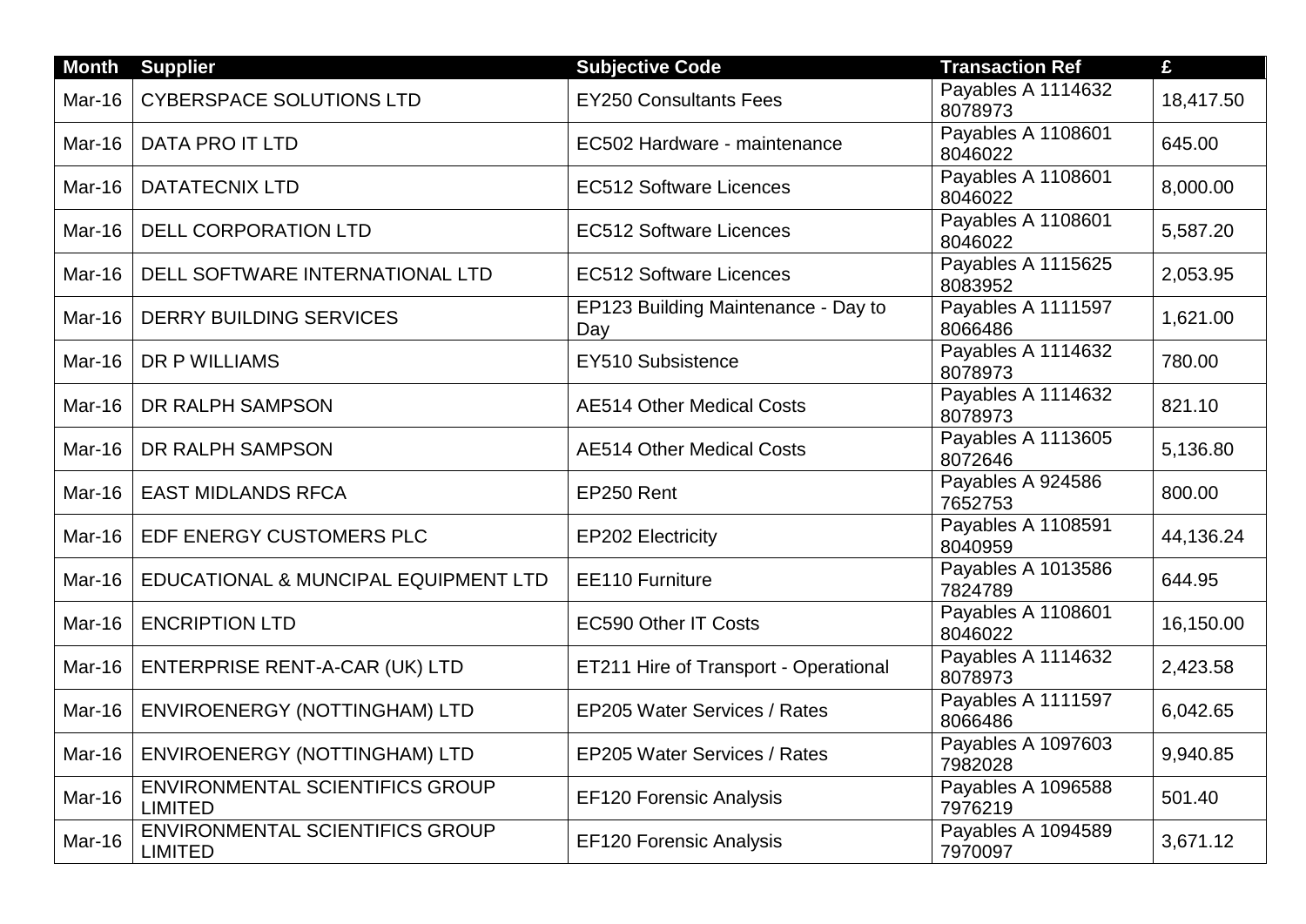| Month | Supplier | Subjective Code | Transaction Ref | £ |
|---|---|---|---|---|
| Mar-16 | CYBERSPACE SOLUTIONS LTD | EY250 Consultants Fees | Payables A 1114632 8078973 | 18,417.50 |
| Mar-16 | DATA PRO IT LTD | EC502 Hardware - maintenance | Payables A 1108601 8046022 | 645.00 |
| Mar-16 | DATATECNIX LTD | EC512 Software Licences | Payables A 1108601 8046022 | 8,000.00 |
| Mar-16 | DELL CORPORATION LTD | EC512 Software Licences | Payables A 1108601 8046022 | 5,587.20 |
| Mar-16 | DELL SOFTWARE INTERNATIONAL LTD | EC512 Software Licences | Payables A 1115625 8083952 | 2,053.95 |
| Mar-16 | DERRY BUILDING SERVICES | EP123 Building Maintenance - Day to Day | Payables A 1111597 8066486 | 1,621.00 |
| Mar-16 | DR P WILLIAMS | EY510 Subsistence | Payables A 1114632 8078973 | 780.00 |
| Mar-16 | DR RALPH SAMPSON | AE514 Other Medical Costs | Payables A 1114632 8078973 | 821.10 |
| Mar-16 | DR RALPH SAMPSON | AE514 Other Medical Costs | Payables A 1113605 8072646 | 5,136.80 |
| Mar-16 | EAST MIDLANDS RFCA | EP250 Rent | Payables A 924586 7652753 | 800.00 |
| Mar-16 | EDF ENERGY CUSTOMERS PLC | EP202 Electricity | Payables A 1108591 8040959 | 44,136.24 |
| Mar-16 | EDUCATIONAL & MUNCIPAL EQUIPMENT LTD | EE110 Furniture | Payables A 1013586 7824789 | 644.95 |
| Mar-16 | ENCRIPTION LTD | EC590 Other IT Costs | Payables A 1108601 8046022 | 16,150.00 |
| Mar-16 | ENTERPRISE RENT-A-CAR (UK) LTD | ET211 Hire of Transport - Operational | Payables A 1114632 8078973 | 2,423.58 |
| Mar-16 | ENVIROENERGY (NOTTINGHAM) LTD | EP205 Water Services / Rates | Payables A 1111597 8066486 | 6,042.65 |
| Mar-16 | ENVIROENERGY (NOTTINGHAM) LTD | EP205 Water Services / Rates | Payables A 1097603 7982028 | 9,940.85 |
| Mar-16 | ENVIRONMENTAL SCIENTIFICS GROUP LIMITED | EF120 Forensic Analysis | Payables A 1096588 7976219 | 501.40 |
| Mar-16 | ENVIRONMENTAL SCIENTIFICS GROUP LIMITED | EF120 Forensic Analysis | Payables A 1094589 7970097 | 3,671.12 |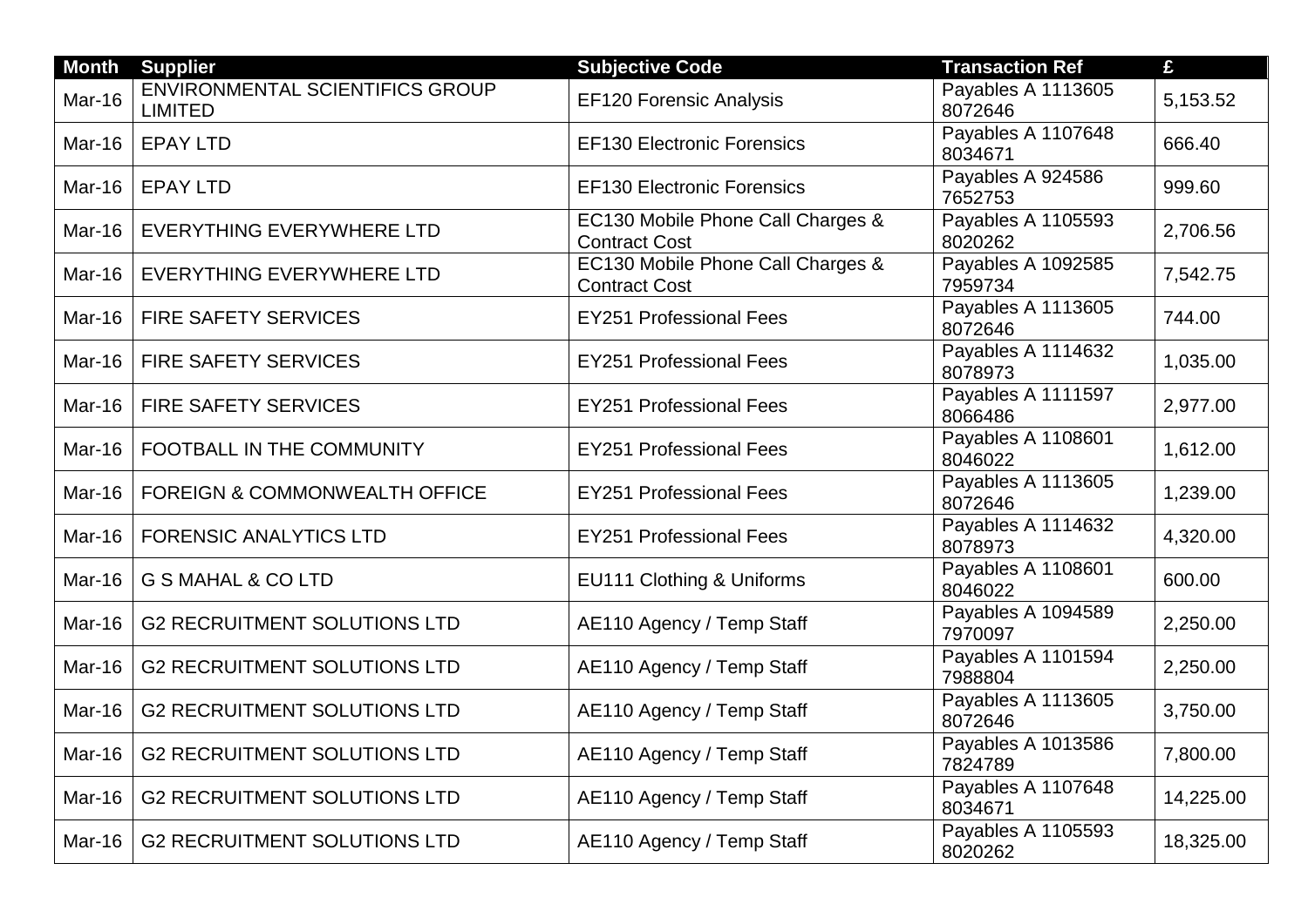| Month | Supplier | Subjective Code | Transaction Ref | £ |
|---|---|---|---|---|
| Mar-16 | ENVIRONMENTAL SCIENTIFICS GROUP LIMITED | EF120 Forensic Analysis | Payables A 1113605 8072646 | 5,153.52 |
| Mar-16 | EPAY LTD | EF130 Electronic Forensics | Payables A 1107648 8034671 | 666.40 |
| Mar-16 | EPAY LTD | EF130 Electronic Forensics | Payables A 924586 7652753 | 999.60 |
| Mar-16 | EVERYTHING EVERYWHERE LTD | EC130 Mobile Phone Call Charges & Contract Cost | Payables A 1105593 8020262 | 2,706.56 |
| Mar-16 | EVERYTHING EVERYWHERE LTD | EC130 Mobile Phone Call Charges & Contract Cost | Payables A 1092585 7959734 | 7,542.75 |
| Mar-16 | FIRE SAFETY SERVICES | EY251 Professional Fees | Payables A 1113605 8072646 | 744.00 |
| Mar-16 | FIRE SAFETY SERVICES | EY251 Professional Fees | Payables A 1114632 8078973 | 1,035.00 |
| Mar-16 | FIRE SAFETY SERVICES | EY251 Professional Fees | Payables A 1111597 8066486 | 2,977.00 |
| Mar-16 | FOOTBALL IN THE COMMUNITY | EY251 Professional Fees | Payables A 1108601 8046022 | 1,612.00 |
| Mar-16 | FOREIGN & COMMONWEALTH OFFICE | EY251 Professional Fees | Payables A 1113605 8072646 | 1,239.00 |
| Mar-16 | FORENSIC ANALYTICS LTD | EY251 Professional Fees | Payables A 1114632 8078973 | 4,320.00 |
| Mar-16 | G S MAHAL & CO LTD | EU111 Clothing & Uniforms | Payables A 1108601 8046022 | 600.00 |
| Mar-16 | G2 RECRUITMENT SOLUTIONS LTD | AE110 Agency / Temp Staff | Payables A 1094589 7970097 | 2,250.00 |
| Mar-16 | G2 RECRUITMENT SOLUTIONS LTD | AE110 Agency / Temp Staff | Payables A 1101594 7988804 | 2,250.00 |
| Mar-16 | G2 RECRUITMENT SOLUTIONS LTD | AE110 Agency / Temp Staff | Payables A 1113605 8072646 | 3,750.00 |
| Mar-16 | G2 RECRUITMENT SOLUTIONS LTD | AE110 Agency / Temp Staff | Payables A 1013586 7824789 | 7,800.00 |
| Mar-16 | G2 RECRUITMENT SOLUTIONS LTD | AE110 Agency / Temp Staff | Payables A 1107648 8034671 | 14,225.00 |
| Mar-16 | G2 RECRUITMENT SOLUTIONS LTD | AE110 Agency / Temp Staff | Payables A 1105593 8020262 | 18,325.00 |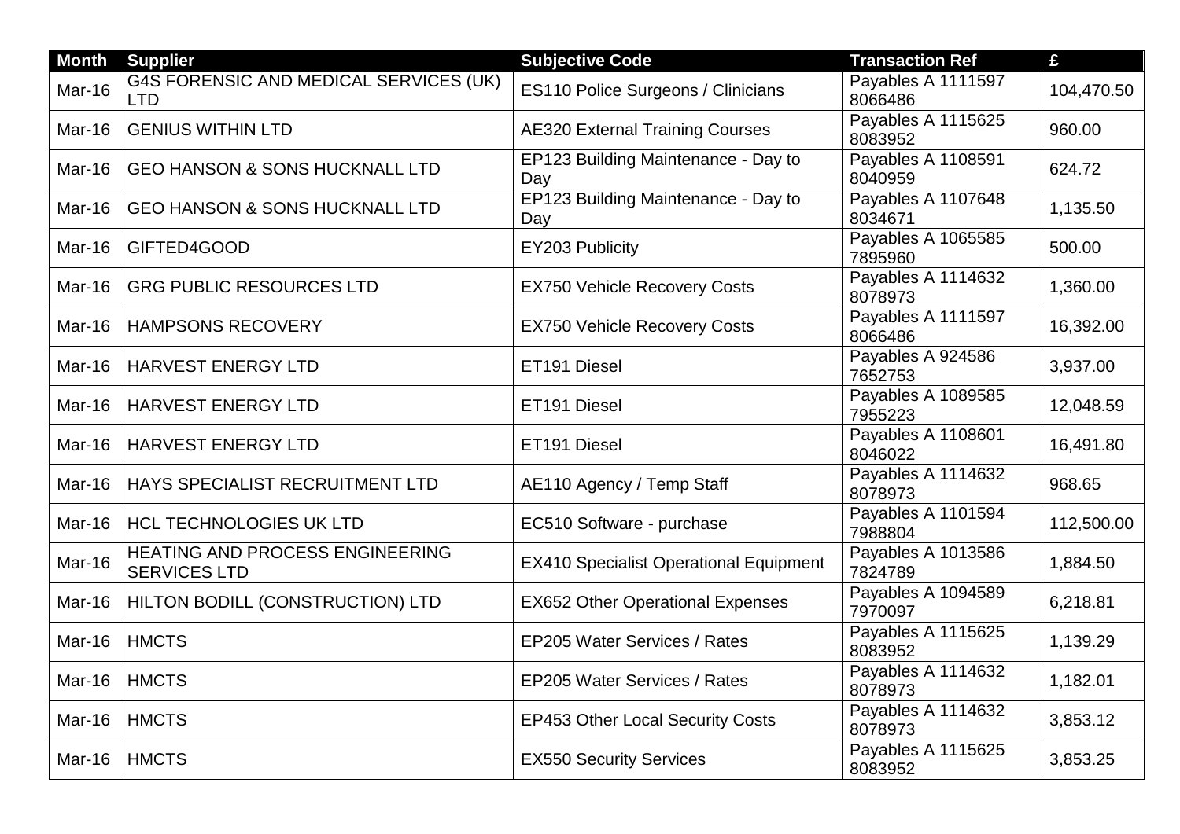| Month | Supplier | Subjective Code | Transaction Ref | £ |
| --- | --- | --- | --- | --- |
| Mar-16 | G4S FORENSIC AND MEDICAL SERVICES (UK) LTD | ES110 Police Surgeons / Clinicians | Payables A 1111597 8066486 | 104,470.50 |
| Mar-16 | GENIUS WITHIN LTD | AE320 External Training Courses | Payables A 1115625 8083952 | 960.00 |
| Mar-16 | GEO HANSON & SONS HUCKNALL LTD | EP123 Building Maintenance - Day to Day | Payables A 1108591 8040959 | 624.72 |
| Mar-16 | GEO HANSON & SONS HUCKNALL LTD | EP123 Building Maintenance - Day to Day | Payables A 1107648 8034671 | 1,135.50 |
| Mar-16 | GIFTED4GOOD | EY203 Publicity | Payables A 1065585 7895960 | 500.00 |
| Mar-16 | GRG PUBLIC RESOURCES LTD | EX750 Vehicle Recovery Costs | Payables A 1114632 8078973 | 1,360.00 |
| Mar-16 | HAMPSONS RECOVERY | EX750 Vehicle Recovery Costs | Payables A 1111597 8066486 | 16,392.00 |
| Mar-16 | HARVEST ENERGY LTD | ET191 Diesel | Payables A 924586 7652753 | 3,937.00 |
| Mar-16 | HARVEST ENERGY LTD | ET191 Diesel | Payables A 1089585 7955223 | 12,048.59 |
| Mar-16 | HARVEST ENERGY LTD | ET191 Diesel | Payables A 1108601 8046022 | 16,491.80 |
| Mar-16 | HAYS SPECIALIST RECRUITMENT LTD | AE110 Agency / Temp Staff | Payables A 1114632 8078973 | 968.65 |
| Mar-16 | HCL TECHNOLOGIES UK LTD | EC510 Software - purchase | Payables A 1101594 7988804 | 112,500.00 |
| Mar-16 | HEATING AND PROCESS ENGINEERING SERVICES LTD | EX410 Specialist Operational Equipment | Payables A 1013586 7824789 | 1,884.50 |
| Mar-16 | HILTON BODILL (CONSTRUCTION) LTD | EX652 Other Operational Expenses | Payables A 1094589 7970097 | 6,218.81 |
| Mar-16 | HMCTS | EP205 Water Services / Rates | Payables A 1115625 8083952 | 1,139.29 |
| Mar-16 | HMCTS | EP205 Water Services / Rates | Payables A 1114632 8078973 | 1,182.01 |
| Mar-16 | HMCTS | EP453 Other Local Security Costs | Payables A 1114632 8078973 | 3,853.12 |
| Mar-16 | HMCTS | EX550 Security Services | Payables A 1115625 8083952 | 3,853.25 |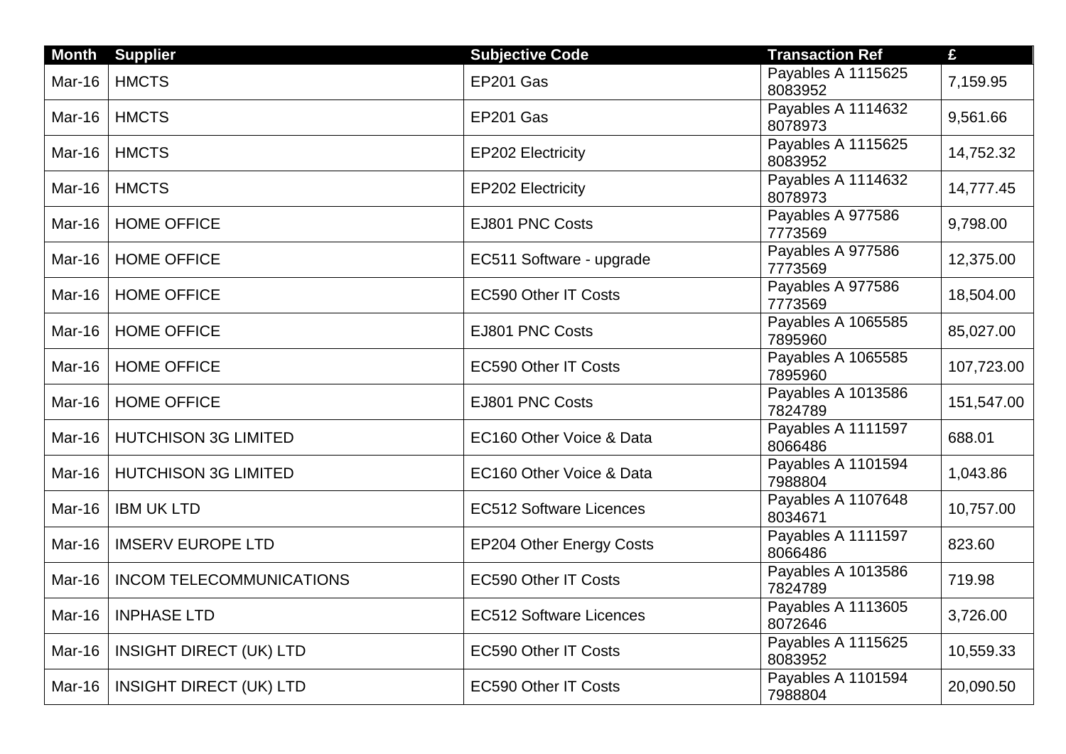| Month | Supplier | Subjective Code | Transaction Ref | £ |
|---|---|---|---|---|
| Mar-16 | HMCTS | EP201 Gas | Payables A 1115625 8083952 | 7,159.95 |
| Mar-16 | HMCTS | EP201 Gas | Payables A 1114632 8078973 | 9,561.66 |
| Mar-16 | HMCTS | EP202 Electricity | Payables A 1115625 8083952 | 14,752.32 |
| Mar-16 | HMCTS | EP202 Electricity | Payables A 1114632 8078973 | 14,777.45 |
| Mar-16 | HOME OFFICE | EJ801 PNC Costs | Payables A 977586 7773569 | 9,798.00 |
| Mar-16 | HOME OFFICE | EC511 Software - upgrade | Payables A 977586 7773569 | 12,375.00 |
| Mar-16 | HOME OFFICE | EC590 Other IT Costs | Payables A 977586 7773569 | 18,504.00 |
| Mar-16 | HOME OFFICE | EJ801 PNC Costs | Payables A 1065585 7895960 | 85,027.00 |
| Mar-16 | HOME OFFICE | EC590 Other IT Costs | Payables A 1065585 7895960 | 107,723.00 |
| Mar-16 | HOME OFFICE | EJ801 PNC Costs | Payables A 1013586 7824789 | 151,547.00 |
| Mar-16 | HUTCHISON 3G LIMITED | EC160 Other Voice & Data | Payables A 1111597 8066486 | 688.01 |
| Mar-16 | HUTCHISON 3G LIMITED | EC160 Other Voice & Data | Payables A 1101594 7988804 | 1,043.86 |
| Mar-16 | IBM UK LTD | EC512 Software Licences | Payables A 1107648 8034671 | 10,757.00 |
| Mar-16 | IMSERV EUROPE LTD | EP204 Other Energy Costs | Payables A 1111597 8066486 | 823.60 |
| Mar-16 | INCOM TELECOMMUNICATIONS | EC590 Other IT Costs | Payables A 1013586 7824789 | 719.98 |
| Mar-16 | INPHASE LTD | EC512 Software Licences | Payables A 1113605 8072646 | 3,726.00 |
| Mar-16 | INSIGHT DIRECT (UK) LTD | EC590 Other IT Costs | Payables A 1115625 8083952 | 10,559.33 |
| Mar-16 | INSIGHT DIRECT (UK) LTD | EC590 Other IT Costs | Payables A 1101594 7988804 | 20,090.50 |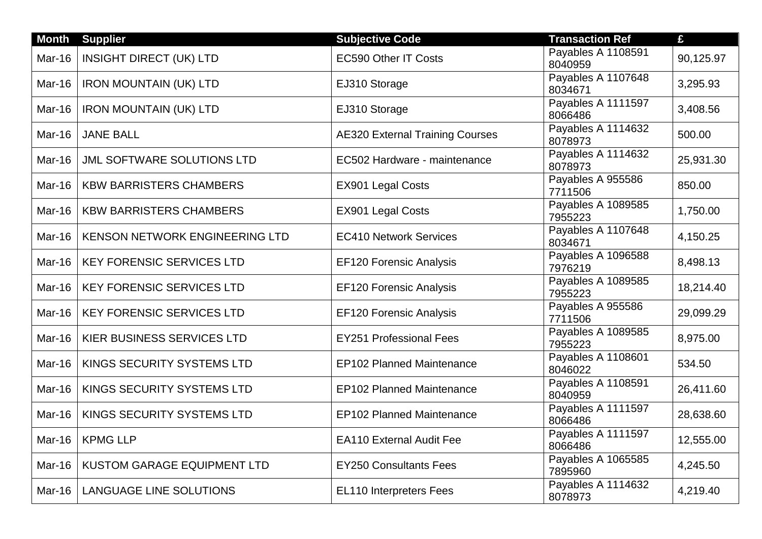| Month | Supplier | Subjective Code | Transaction Ref | £ |
|---|---|---|---|---|
| Mar-16 | INSIGHT DIRECT (UK) LTD | EC590 Other IT Costs | Payables A 1108591 8040959 | 90,125.97 |
| Mar-16 | IRON MOUNTAIN (UK) LTD | EJ310 Storage | Payables A 1107648 8034671 | 3,295.93 |
| Mar-16 | IRON MOUNTAIN (UK) LTD | EJ310 Storage | Payables A 1111597 8066486 | 3,408.56 |
| Mar-16 | JANE BALL | AE320 External Training Courses | Payables A 1114632 8078973 | 500.00 |
| Mar-16 | JML SOFTWARE SOLUTIONS LTD | EC502 Hardware - maintenance | Payables A 1114632 8078973 | 25,931.30 |
| Mar-16 | KBW BARRISTERS CHAMBERS | EX901 Legal Costs | Payables A 955586 7711506 | 850.00 |
| Mar-16 | KBW BARRISTERS CHAMBERS | EX901 Legal Costs | Payables A 1089585 7955223 | 1,750.00 |
| Mar-16 | KENSON NETWORK ENGINEERING LTD | EC410 Network Services | Payables A 1107648 8034671 | 4,150.25 |
| Mar-16 | KEY FORENSIC SERVICES LTD | EF120 Forensic Analysis | Payables A 1096588 7976219 | 8,498.13 |
| Mar-16 | KEY FORENSIC SERVICES LTD | EF120 Forensic Analysis | Payables A 1089585 7955223 | 18,214.40 |
| Mar-16 | KEY FORENSIC SERVICES LTD | EF120 Forensic Analysis | Payables A 955586 7711506 | 29,099.29 |
| Mar-16 | KIER BUSINESS SERVICES LTD | EY251 Professional Fees | Payables A 1089585 7955223 | 8,975.00 |
| Mar-16 | KINGS SECURITY SYSTEMS LTD | EP102 Planned Maintenance | Payables A 1108601 8046022 | 534.50 |
| Mar-16 | KINGS SECURITY SYSTEMS LTD | EP102 Planned Maintenance | Payables A 1108591 8040959 | 26,411.60 |
| Mar-16 | KINGS SECURITY SYSTEMS LTD | EP102 Planned Maintenance | Payables A 1111597 8066486 | 28,638.60 |
| Mar-16 | KPMG LLP | EA110 External Audit Fee | Payables A 1111597 8066486 | 12,555.00 |
| Mar-16 | KUSTOM GARAGE EQUIPMENT LTD | EY250 Consultants Fees | Payables A 1065585 7895960 | 4,245.50 |
| Mar-16 | LANGUAGE LINE SOLUTIONS | EL110 Interpreters Fees | Payables A 1114632 8078973 | 4,219.40 |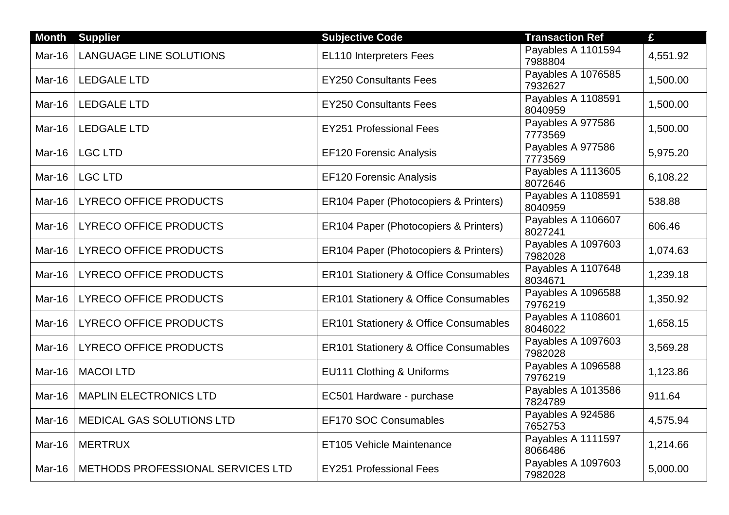| Month | Supplier | Subjective Code | Transaction Ref | £ |
| --- | --- | --- | --- | --- |
| Mar-16 | LANGUAGE LINE SOLUTIONS | EL110 Interpreters Fees | Payables A 1101594 7988804 | 4,551.92 |
| Mar-16 | LEDGALE LTD | EY250 Consultants Fees | Payables A 1076585 7932627 | 1,500.00 |
| Mar-16 | LEDGALE LTD | EY250 Consultants Fees | Payables A 1108591 8040959 | 1,500.00 |
| Mar-16 | LEDGALE LTD | EY251 Professional Fees | Payables A 977586 7773569 | 1,500.00 |
| Mar-16 | LGC LTD | EF120 Forensic Analysis | Payables A 977586 7773569 | 5,975.20 |
| Mar-16 | LGC LTD | EF120 Forensic Analysis | Payables A 1113605 8072646 | 6,108.22 |
| Mar-16 | LYRECO OFFICE PRODUCTS | ER104 Paper (Photocopiers & Printers) | Payables A 1108591 8040959 | 538.88 |
| Mar-16 | LYRECO OFFICE PRODUCTS | ER104 Paper (Photocopiers & Printers) | Payables A 1106607 8027241 | 606.46 |
| Mar-16 | LYRECO OFFICE PRODUCTS | ER104 Paper (Photocopiers & Printers) | Payables A 1097603 7982028 | 1,074.63 |
| Mar-16 | LYRECO OFFICE PRODUCTS | ER101 Stationery & Office Consumables | Payables A 1107648 8034671 | 1,239.18 |
| Mar-16 | LYRECO OFFICE PRODUCTS | ER101 Stationery & Office Consumables | Payables A 1096588 7976219 | 1,350.92 |
| Mar-16 | LYRECO OFFICE PRODUCTS | ER101 Stationery & Office Consumables | Payables A 1108601 8046022 | 1,658.15 |
| Mar-16 | LYRECO OFFICE PRODUCTS | ER101 Stationery & Office Consumables | Payables A 1097603 7982028 | 3,569.28 |
| Mar-16 | MACOI LTD | EU111 Clothing & Uniforms | Payables A 1096588 7976219 | 1,123.86 |
| Mar-16 | MAPLIN ELECTRONICS LTD | EC501 Hardware - purchase | Payables A 1013586 7824789 | 911.64 |
| Mar-16 | MEDICAL GAS SOLUTIONS LTD | EF170 SOC Consumables | Payables A 924586 7652753 | 4,575.94 |
| Mar-16 | MERTRUX | ET105 Vehicle Maintenance | Payables A 1111597 8066486 | 1,214.66 |
| Mar-16 | METHODS PROFESSIONAL SERVICES LTD | EY251 Professional Fees | Payables A 1097603 7982028 | 5,000.00 |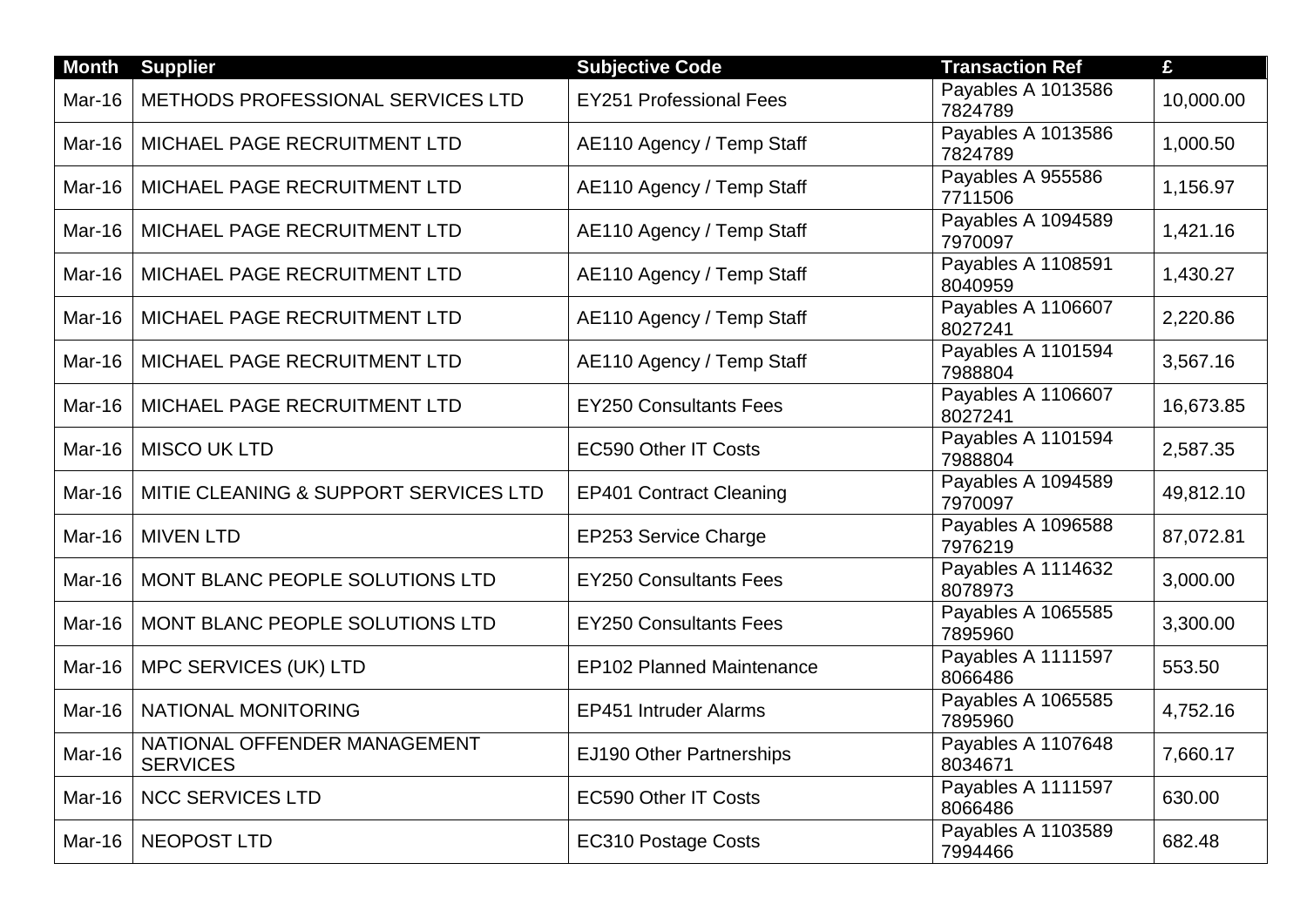| Month | Supplier | Subjective Code | Transaction Ref | £ |
|---|---|---|---|---|
| Mar-16 | METHODS PROFESSIONAL SERVICES LTD | EY251 Professional Fees | Payables A 1013586 7824789 | 10,000.00 |
| Mar-16 | MICHAEL PAGE RECRUITMENT LTD | AE110 Agency / Temp Staff | Payables A 1013586 7824789 | 1,000.50 |
| Mar-16 | MICHAEL PAGE RECRUITMENT LTD | AE110 Agency / Temp Staff | Payables A 955586 7711506 | 1,156.97 |
| Mar-16 | MICHAEL PAGE RECRUITMENT LTD | AE110 Agency / Temp Staff | Payables A 1094589 7970097 | 1,421.16 |
| Mar-16 | MICHAEL PAGE RECRUITMENT LTD | AE110 Agency / Temp Staff | Payables A 1108591 8040959 | 1,430.27 |
| Mar-16 | MICHAEL PAGE RECRUITMENT LTD | AE110 Agency / Temp Staff | Payables A 1106607 8027241 | 2,220.86 |
| Mar-16 | MICHAEL PAGE RECRUITMENT LTD | AE110 Agency / Temp Staff | Payables A 1101594 7988804 | 3,567.16 |
| Mar-16 | MICHAEL PAGE RECRUITMENT LTD | EY250 Consultants Fees | Payables A 1106607 8027241 | 16,673.85 |
| Mar-16 | MISCO UK LTD | EC590 Other IT Costs | Payables A 1101594 7988804 | 2,587.35 |
| Mar-16 | MITIE CLEANING & SUPPORT SERVICES LTD | EP401 Contract Cleaning | Payables A 1094589 7970097 | 49,812.10 |
| Mar-16 | MIVEN LTD | EP253 Service Charge | Payables A 1096588 7976219 | 87,072.81 |
| Mar-16 | MONT BLANC PEOPLE SOLUTIONS LTD | EY250 Consultants Fees | Payables A 1114632 8078973 | 3,000.00 |
| Mar-16 | MONT BLANC PEOPLE SOLUTIONS LTD | EY250 Consultants Fees | Payables A 1065585 7895960 | 3,300.00 |
| Mar-16 | MPC SERVICES (UK) LTD | EP102 Planned Maintenance | Payables A 1111597 8066486 | 553.50 |
| Mar-16 | NATIONAL MONITORING | EP451 Intruder Alarms | Payables A 1065585 7895960 | 4,752.16 |
| Mar-16 | NATIONAL OFFENDER MANAGEMENT SERVICES | EJ190 Other Partnerships | Payables A 1107648 8034671 | 7,660.17 |
| Mar-16 | NCC SERVICES LTD | EC590 Other IT Costs | Payables A 1111597 8066486 | 630.00 |
| Mar-16 | NEOPOST LTD | EC310 Postage Costs | Payables A 1103589 7994466 | 682.48 |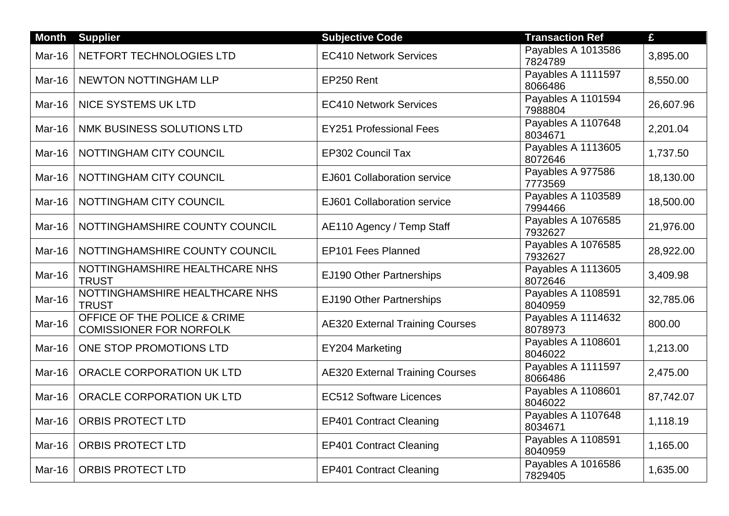| Month | Supplier | Subjective Code | Transaction Ref | £ |
|---|---|---|---|---|
| Mar-16 | NETFORT TECHNOLOGIES LTD | EC410 Network Services | Payables A 1013586 7824789 | 3,895.00 |
| Mar-16 | NEWTON NOTTINGHAM LLP | EP250 Rent | Payables A 1111597 8066486 | 8,550.00 |
| Mar-16 | NICE SYSTEMS UK LTD | EC410 Network Services | Payables A 1101594 7988804 | 26,607.96 |
| Mar-16 | NMK BUSINESS SOLUTIONS LTD | EY251 Professional Fees | Payables A 1107648 8034671 | 2,201.04 |
| Mar-16 | NOTTINGHAM CITY COUNCIL | EP302 Council Tax | Payables A 1113605 8072646 | 1,737.50 |
| Mar-16 | NOTTINGHAM CITY COUNCIL | EJ601 Collaboration service | Payables A 977586 7773569 | 18,130.00 |
| Mar-16 | NOTTINGHAM CITY COUNCIL | EJ601 Collaboration service | Payables A 1103589 7994466 | 18,500.00 |
| Mar-16 | NOTTINGHAMSHIRE COUNTY COUNCIL | AE110 Agency / Temp Staff | Payables A 1076585 7932627 | 21,976.00 |
| Mar-16 | NOTTINGHAMSHIRE COUNTY COUNCIL | EP101 Fees Planned | Payables A 1076585 7932627 | 28,922.00 |
| Mar-16 | NOTTINGHAMSHIRE HEALTHCARE NHS TRUST | EJ190 Other Partnerships | Payables A 1113605 8072646 | 3,409.98 |
| Mar-16 | NOTTINGHAMSHIRE HEALTHCARE NHS TRUST | EJ190 Other Partnerships | Payables A 1108591 8040959 | 32,785.06 |
| Mar-16 | OFFICE OF THE POLICE & CRIME COMISSIONER FOR NORFOLK | AE320 External Training Courses | Payables A 1114632 8078973 | 800.00 |
| Mar-16 | ONE STOP PROMOTIONS LTD | EY204 Marketing | Payables A 1108601 8046022 | 1,213.00 |
| Mar-16 | ORACLE CORPORATION UK LTD | AE320 External Training Courses | Payables A 1111597 8066486 | 2,475.00 |
| Mar-16 | ORACLE CORPORATION UK LTD | EC512 Software Licences | Payables A 1108601 8046022 | 87,742.07 |
| Mar-16 | ORBIS PROTECT LTD | EP401 Contract Cleaning | Payables A 1107648 8034671 | 1,118.19 |
| Mar-16 | ORBIS PROTECT LTD | EP401 Contract Cleaning | Payables A 1108591 8040959 | 1,165.00 |
| Mar-16 | ORBIS PROTECT LTD | EP401 Contract Cleaning | Payables A 1016586 7829405 | 1,635.00 |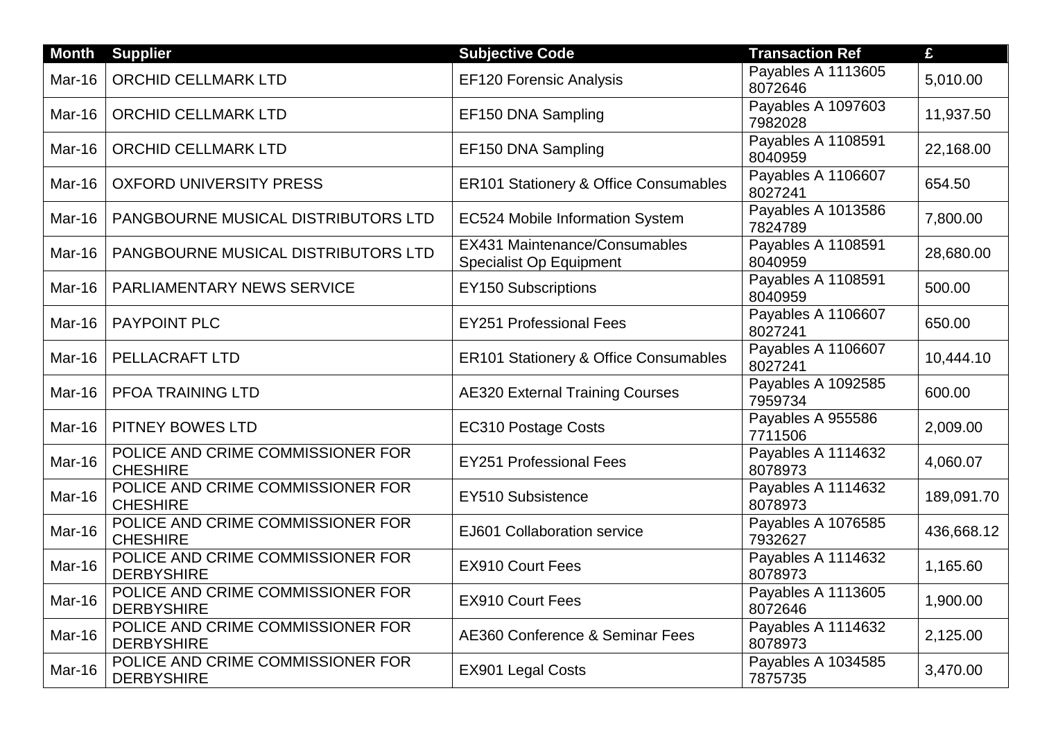| Month | Supplier | Subjective Code | Transaction Ref | £ |
|---|---|---|---|---|
| Mar-16 | ORCHID CELLMARK LTD | EF120 Forensic Analysis | Payables A 1113605 8072646 | 5,010.00 |
| Mar-16 | ORCHID CELLMARK LTD | EF150 DNA Sampling | Payables A 1097603 7982028 | 11,937.50 |
| Mar-16 | ORCHID CELLMARK LTD | EF150 DNA Sampling | Payables A 1108591 8040959 | 22,168.00 |
| Mar-16 | OXFORD UNIVERSITY PRESS | ER101 Stationery & Office Consumables | Payables A 1106607 8027241 | 654.50 |
| Mar-16 | PANGBOURNE MUSICAL DISTRIBUTORS LTD | EC524 Mobile Information System | Payables A 1013586 7824789 | 7,800.00 |
| Mar-16 | PANGBOURNE MUSICAL DISTRIBUTORS LTD | EX431 Maintenance/Consumables Specialist Op Equipment | Payables A 1108591 8040959 | 28,680.00 |
| Mar-16 | PARLIAMENTARY NEWS SERVICE | EY150 Subscriptions | Payables A 1108591 8040959 | 500.00 |
| Mar-16 | PAYPOINT PLC | EY251 Professional Fees | Payables A 1106607 8027241 | 650.00 |
| Mar-16 | PELLACRAFT LTD | ER101 Stationery & Office Consumables | Payables A 1106607 8027241 | 10,444.10 |
| Mar-16 | PFOA TRAINING LTD | AE320 External Training Courses | Payables A 1092585 7959734 | 600.00 |
| Mar-16 | PITNEY BOWES LTD | EC310 Postage Costs | Payables A 955586 7711506 | 2,009.00 |
| Mar-16 | POLICE AND CRIME COMMISSIONER FOR CHESHIRE | EY251 Professional Fees | Payables A 1114632 8078973 | 4,060.07 |
| Mar-16 | POLICE AND CRIME COMMISSIONER FOR CHESHIRE | EY510 Subsistence | Payables A 1114632 8078973 | 189,091.70 |
| Mar-16 | POLICE AND CRIME COMMISSIONER FOR CHESHIRE | EJ601 Collaboration service | Payables A 1076585 7932627 | 436,668.12 |
| Mar-16 | POLICE AND CRIME COMMISSIONER FOR DERBYSHIRE | EX910 Court Fees | Payables A 1114632 8078973 | 1,165.60 |
| Mar-16 | POLICE AND CRIME COMMISSIONER FOR DERBYSHIRE | EX910 Court Fees | Payables A 1113605 8072646 | 1,900.00 |
| Mar-16 | POLICE AND CRIME COMMISSIONER FOR DERBYSHIRE | AE360 Conference & Seminar Fees | Payables A 1114632 8078973 | 2,125.00 |
| Mar-16 | POLICE AND CRIME COMMISSIONER FOR DERBYSHIRE | EX901 Legal Costs | Payables A 1034585 7875735 | 3,470.00 |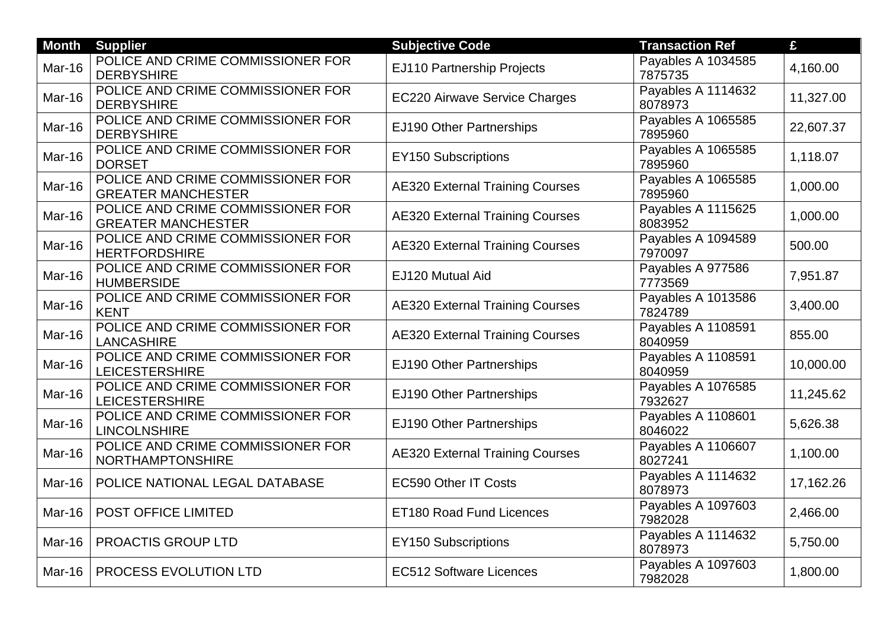| Month | Supplier | Subjective Code | Transaction Ref | £ |
|---|---|---|---|---|
| Mar-16 | POLICE AND CRIME COMMISSIONER FOR DERBYSHIRE | EJ110 Partnership Projects | Payables A 1034585 7875735 | 4,160.00 |
| Mar-16 | POLICE AND CRIME COMMISSIONER FOR DERBYSHIRE | EC220 Airwave Service Charges | Payables A 1114632 8078973 | 11,327.00 |
| Mar-16 | POLICE AND CRIME COMMISSIONER FOR DERBYSHIRE | EJ190 Other Partnerships | Payables A 1065585 7895960 | 22,607.37 |
| Mar-16 | POLICE AND CRIME COMMISSIONER FOR DORSET | EY150 Subscriptions | Payables A 1065585 7895960 | 1,118.07 |
| Mar-16 | POLICE AND CRIME COMMISSIONER FOR GREATER MANCHESTER | AE320 External Training Courses | Payables A 1065585 7895960 | 1,000.00 |
| Mar-16 | POLICE AND CRIME COMMISSIONER FOR GREATER MANCHESTER | AE320 External Training Courses | Payables A 1115625 8083952 | 1,000.00 |
| Mar-16 | POLICE AND CRIME COMMISSIONER FOR HERTFORDSHIRE | AE320 External Training Courses | Payables A 1094589 7970097 | 500.00 |
| Mar-16 | POLICE AND CRIME COMMISSIONER FOR HUMBERSIDE | EJ120 Mutual Aid | Payables A 977586 7773569 | 7,951.87 |
| Mar-16 | POLICE AND CRIME COMMISSIONER FOR KENT | AE320 External Training Courses | Payables A 1013586 7824789 | 3,400.00 |
| Mar-16 | POLICE AND CRIME COMMISSIONER FOR LANCASHIRE | AE320 External Training Courses | Payables A 1108591 8040959 | 855.00 |
| Mar-16 | POLICE AND CRIME COMMISSIONER FOR LEICESTERSHIRE | EJ190 Other Partnerships | Payables A 1108591 8040959 | 10,000.00 |
| Mar-16 | POLICE AND CRIME COMMISSIONER FOR LEICESTERSHIRE | EJ190 Other Partnerships | Payables A 1076585 7932627 | 11,245.62 |
| Mar-16 | POLICE AND CRIME COMMISSIONER FOR LINCOLNSHIRE | EJ190 Other Partnerships | Payables A 1108601 8046022 | 5,626.38 |
| Mar-16 | POLICE AND CRIME COMMISSIONER FOR NORTHAMPTONSHIRE | AE320 External Training Courses | Payables A 1106607 8027241 | 1,100.00 |
| Mar-16 | POLICE NATIONAL LEGAL DATABASE | EC590 Other IT Costs | Payables A 1114632 8078973 | 17,162.26 |
| Mar-16 | POST OFFICE LIMITED | ET180 Road Fund Licences | Payables A 1097603 7982028 | 2,466.00 |
| Mar-16 | PROACTIS GROUP LTD | EY150 Subscriptions | Payables A 1114632 8078973 | 5,750.00 |
| Mar-16 | PROCESS EVOLUTION LTD | EC512 Software Licences | Payables A 1097603 7982028 | 1,800.00 |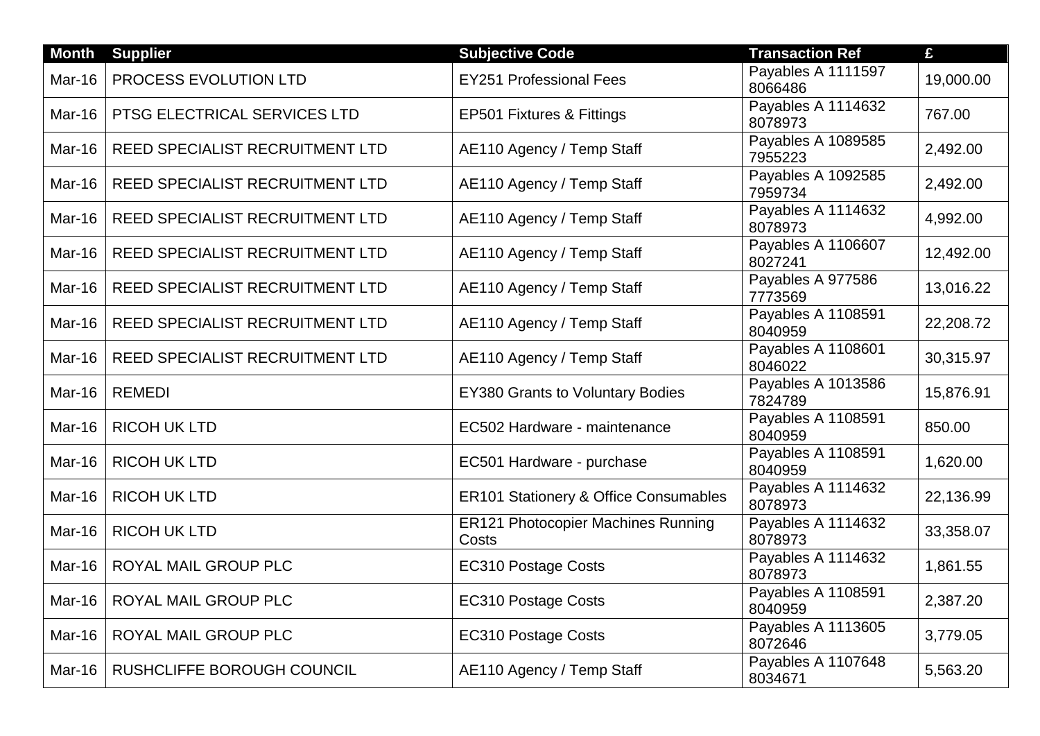| Month | Supplier | Subjective Code | Transaction Ref | £ |
|---|---|---|---|---|
| Mar-16 | PROCESS EVOLUTION LTD | EY251 Professional Fees | Payables A 1111597 8066486 | 19,000.00 |
| Mar-16 | PTSG ELECTRICAL SERVICES LTD | EP501 Fixtures & Fittings | Payables A 1114632 8078973 | 767.00 |
| Mar-16 | REED SPECIALIST RECRUITMENT LTD | AE110 Agency / Temp Staff | Payables A 1089585 7955223 | 2,492.00 |
| Mar-16 | REED SPECIALIST RECRUITMENT LTD | AE110 Agency / Temp Staff | Payables A 1092585 7959734 | 2,492.00 |
| Mar-16 | REED SPECIALIST RECRUITMENT LTD | AE110 Agency / Temp Staff | Payables A 1114632 8078973 | 4,992.00 |
| Mar-16 | REED SPECIALIST RECRUITMENT LTD | AE110 Agency / Temp Staff | Payables A 1106607 8027241 | 12,492.00 |
| Mar-16 | REED SPECIALIST RECRUITMENT LTD | AE110 Agency / Temp Staff | Payables A 977586 7773569 | 13,016.22 |
| Mar-16 | REED SPECIALIST RECRUITMENT LTD | AE110 Agency / Temp Staff | Payables A 1108591 8040959 | 22,208.72 |
| Mar-16 | REED SPECIALIST RECRUITMENT LTD | AE110 Agency / Temp Staff | Payables A 1108601 8046022 | 30,315.97 |
| Mar-16 | REMEDI | EY380 Grants to Voluntary Bodies | Payables A 1013586 7824789 | 15,876.91 |
| Mar-16 | RICOH UK LTD | EC502 Hardware - maintenance | Payables A 1108591 8040959 | 850.00 |
| Mar-16 | RICOH UK LTD | EC501 Hardware - purchase | Payables A 1108591 8040959 | 1,620.00 |
| Mar-16 | RICOH UK LTD | ER101 Stationery & Office Consumables | Payables A 1114632 8078973 | 22,136.99 |
| Mar-16 | RICOH UK LTD | ER121 Photocopier Machines Running Costs | Payables A 1114632 8078973 | 33,358.07 |
| Mar-16 | ROYAL MAIL GROUP PLC | EC310 Postage Costs | Payables A 1114632 8078973 | 1,861.55 |
| Mar-16 | ROYAL MAIL GROUP PLC | EC310 Postage Costs | Payables A 1108591 8040959 | 2,387.20 |
| Mar-16 | ROYAL MAIL GROUP PLC | EC310 Postage Costs | Payables A 1113605 8072646 | 3,779.05 |
| Mar-16 | RUSHCLIFFE BOROUGH COUNCIL | AE110 Agency / Temp Staff | Payables A 1107648 8034671 | 5,563.20 |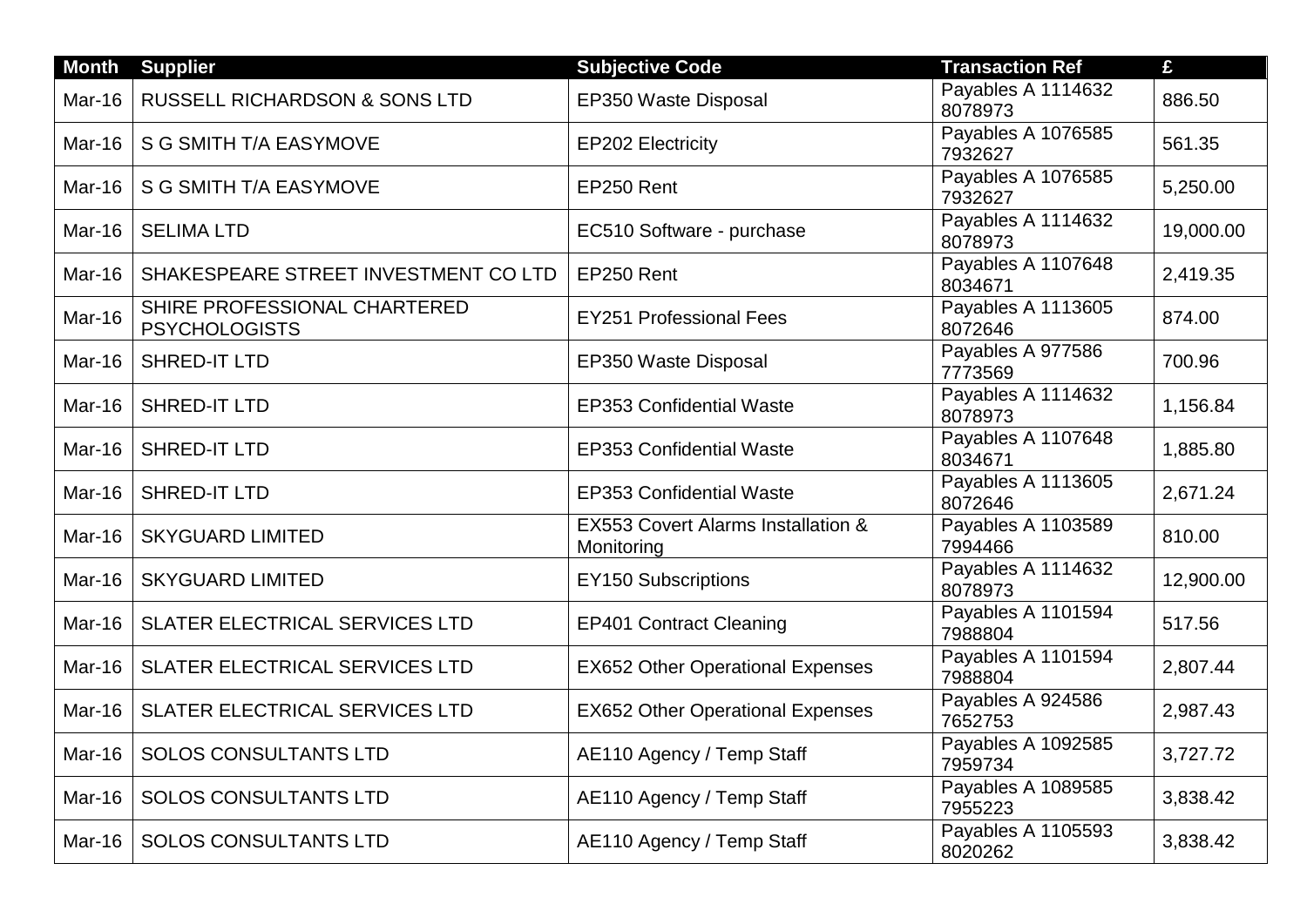| Month | Supplier | Subjective Code | Transaction Ref | £ |
|---|---|---|---|---|
| Mar-16 | RUSSELL RICHARDSON & SONS LTD | EP350 Waste Disposal | Payables A 1114632 8078973 | 886.50 |
| Mar-16 | S G SMITH T/A EASYMOVE | EP202 Electricity | Payables A 1076585 7932627 | 561.35 |
| Mar-16 | S G SMITH T/A EASYMOVE | EP250 Rent | Payables A 1076585 7932627 | 5,250.00 |
| Mar-16 | SELIMA LTD | EC510 Software - purchase | Payables A 1114632 8078973 | 19,000.00 |
| Mar-16 | SHAKESPEARE STREET INVESTMENT CO LTD | EP250 Rent | Payables A 1107648 8034671 | 2,419.35 |
| Mar-16 | SHIRE PROFESSIONAL CHARTERED PSYCHOLOGISTS | EY251 Professional Fees | Payables A 1113605 8072646 | 874.00 |
| Mar-16 | SHRED-IT LTD | EP350 Waste Disposal | Payables A 977586 7773569 | 700.96 |
| Mar-16 | SHRED-IT LTD | EP353 Confidential Waste | Payables A 1114632 8078973 | 1,156.84 |
| Mar-16 | SHRED-IT LTD | EP353 Confidential Waste | Payables A 1107648 8034671 | 1,885.80 |
| Mar-16 | SHRED-IT LTD | EP353 Confidential Waste | Payables A 1113605 8072646 | 2,671.24 |
| Mar-16 | SKYGUARD LIMITED | EX553 Covert Alarms Installation & Monitoring | Payables A 1103589 7994466 | 810.00 |
| Mar-16 | SKYGUARD LIMITED | EY150 Subscriptions | Payables A 1114632 8078973 | 12,900.00 |
| Mar-16 | SLATER ELECTRICAL SERVICES LTD | EP401 Contract Cleaning | Payables A 1101594 7988804 | 517.56 |
| Mar-16 | SLATER ELECTRICAL SERVICES LTD | EX652 Other Operational Expenses | Payables A 1101594 7988804 | 2,807.44 |
| Mar-16 | SLATER ELECTRICAL SERVICES LTD | EX652 Other Operational Expenses | Payables A 924586 7652753 | 2,987.43 |
| Mar-16 | SOLOS CONSULTANTS LTD | AE110 Agency / Temp Staff | Payables A 1092585 7959734 | 3,727.72 |
| Mar-16 | SOLOS CONSULTANTS LTD | AE110 Agency / Temp Staff | Payables A 1089585 7955223 | 3,838.42 |
| Mar-16 | SOLOS CONSULTANTS LTD | AE110 Agency / Temp Staff | Payables A 1105593 8020262 | 3,838.42 |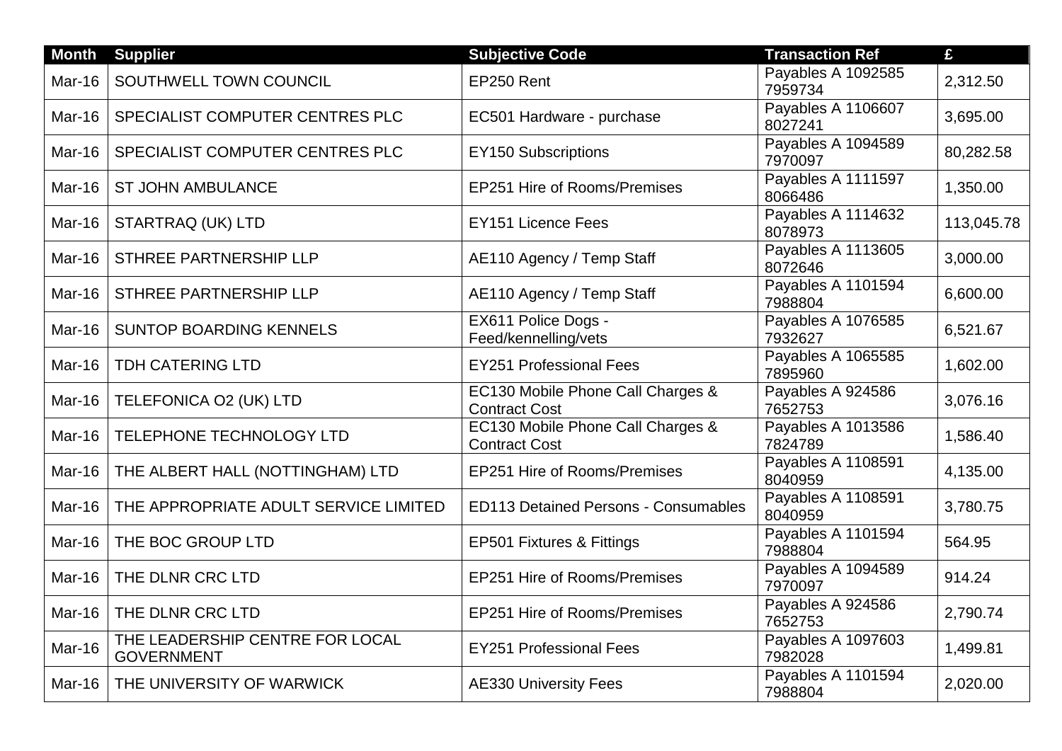| Month | Supplier | Subjective Code | Transaction Ref | £ |
|---|---|---|---|---|
| Mar-16 | SOUTHWELL TOWN COUNCIL | EP250 Rent | Payables A 1092585 7959734 | 2,312.50 |
| Mar-16 | SPECIALIST COMPUTER CENTRES PLC | EC501 Hardware - purchase | Payables A 1106607 8027241 | 3,695.00 |
| Mar-16 | SPECIALIST COMPUTER CENTRES PLC | EY150 Subscriptions | Payables A 1094589 7970097 | 80,282.58 |
| Mar-16 | ST JOHN AMBULANCE | EP251 Hire of Rooms/Premises | Payables A 1111597 8066486 | 1,350.00 |
| Mar-16 | STARTRAQ (UK) LTD | EY151 Licence Fees | Payables A 1114632 8078973 | 113,045.78 |
| Mar-16 | STHREE PARTNERSHIP LLP | AE110 Agency / Temp Staff | Payables A 1113605 8072646 | 3,000.00 |
| Mar-16 | STHREE PARTNERSHIP LLP | AE110 Agency / Temp Staff | Payables A 1101594 7988804 | 6,600.00 |
| Mar-16 | SUNTOP BOARDING KENNELS | EX611 Police Dogs - Feed/kennelling/vets | Payables A 1076585 7932627 | 6,521.67 |
| Mar-16 | TDH CATERING LTD | EY251 Professional Fees | Payables A 1065585 7895960 | 1,602.00 |
| Mar-16 | TELEFONICA O2 (UK) LTD | EC130 Mobile Phone Call Charges & Contract Cost | Payables A 924586 7652753 | 3,076.16 |
| Mar-16 | TELEPHONE TECHNOLOGY LTD | EC130 Mobile Phone Call Charges & Contract Cost | Payables A 1013586 7824789 | 1,586.40 |
| Mar-16 | THE ALBERT HALL (NOTTINGHAM) LTD | EP251 Hire of Rooms/Premises | Payables A 1108591 8040959 | 4,135.00 |
| Mar-16 | THE APPROPRIATE ADULT SERVICE LIMITED | ED113 Detained Persons - Consumables | Payables A 1108591 8040959 | 3,780.75 |
| Mar-16 | THE BOC GROUP LTD | EP501 Fixtures & Fittings | Payables A 1101594 7988804 | 564.95 |
| Mar-16 | THE DLNR CRC LTD | EP251 Hire of Rooms/Premises | Payables A 1094589 7970097 | 914.24 |
| Mar-16 | THE DLNR CRC LTD | EP251 Hire of Rooms/Premises | Payables A 924586 7652753 | 2,790.74 |
| Mar-16 | THE LEADERSHIP CENTRE FOR LOCAL GOVERNMENT | EY251 Professional Fees | Payables A 1097603 7982028 | 1,499.81 |
| Mar-16 | THE UNIVERSITY OF WARWICK | AE330 University Fees | Payables A 1101594 7988804 | 2,020.00 |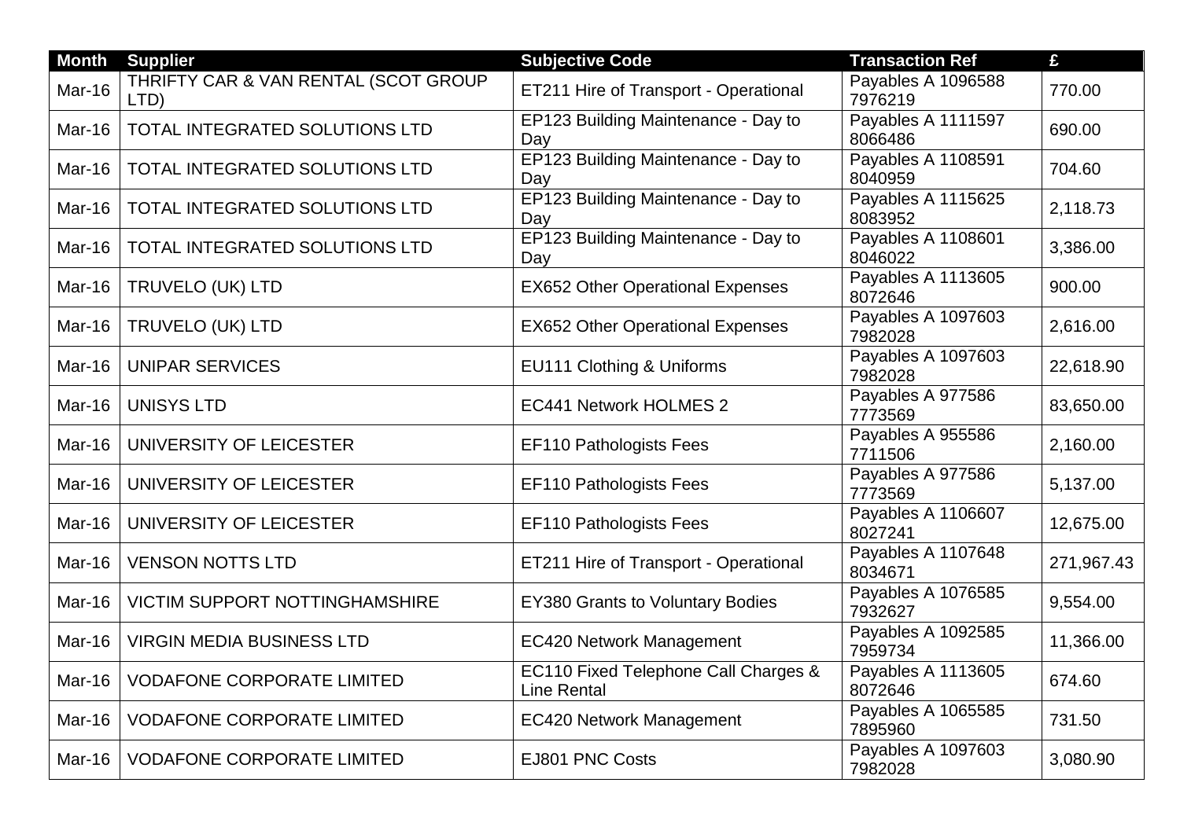| Month | Supplier | Subjective Code | Transaction Ref | £ |
|---|---|---|---|---|
| Mar-16 | THRIFTY CAR & VAN RENTAL (SCOT GROUP LTD) | ET211 Hire of Transport - Operational | Payables A 1096588 7976219 | 770.00 |
| Mar-16 | TOTAL INTEGRATED SOLUTIONS LTD | EP123 Building Maintenance - Day to Day | Payables A 1111597 8066486 | 690.00 |
| Mar-16 | TOTAL INTEGRATED SOLUTIONS LTD | EP123 Building Maintenance - Day to Day | Payables A 1108591 8040959 | 704.60 |
| Mar-16 | TOTAL INTEGRATED SOLUTIONS LTD | EP123 Building Maintenance - Day to Day | Payables A 1115625 8083952 | 2,118.73 |
| Mar-16 | TOTAL INTEGRATED SOLUTIONS LTD | EP123 Building Maintenance - Day to Day | Payables A 1108601 8046022 | 3,386.00 |
| Mar-16 | TRUVELO (UK) LTD | EX652 Other Operational Expenses | Payables A 1113605 8072646 | 900.00 |
| Mar-16 | TRUVELO (UK) LTD | EX652 Other Operational Expenses | Payables A 1097603 7982028 | 2,616.00 |
| Mar-16 | UNIPAR SERVICES | EU111 Clothing & Uniforms | Payables A 1097603 7982028 | 22,618.90 |
| Mar-16 | UNISYS LTD | EC441 Network HOLMES 2 | Payables A 977586 7773569 | 83,650.00 |
| Mar-16 | UNIVERSITY OF LEICESTER | EF110 Pathologists Fees | Payables A 955586 7711506 | 2,160.00 |
| Mar-16 | UNIVERSITY OF LEICESTER | EF110 Pathologists Fees | Payables A 977586 7773569 | 5,137.00 |
| Mar-16 | UNIVERSITY OF LEICESTER | EF110 Pathologists Fees | Payables A 1106607 8027241 | 12,675.00 |
| Mar-16 | VENSON NOTTS LTD | ET211 Hire of Transport - Operational | Payables A 1107648 8034671 | 271,967.43 |
| Mar-16 | VICTIM SUPPORT NOTTINGHAMSHIRE | EY380 Grants to Voluntary Bodies | Payables A 1076585 7932627 | 9,554.00 |
| Mar-16 | VIRGIN MEDIA BUSINESS LTD | EC420 Network Management | Payables A 1092585 7959734 | 11,366.00 |
| Mar-16 | VODAFONE CORPORATE LIMITED | EC110 Fixed Telephone Call Charges & Line Rental | Payables A 1113605 8072646 | 674.60 |
| Mar-16 | VODAFONE CORPORATE LIMITED | EC420 Network Management | Payables A 1065585 7895960 | 731.50 |
| Mar-16 | VODAFONE CORPORATE LIMITED | EJ801 PNC Costs | Payables A 1097603 7982028 | 3,080.90 |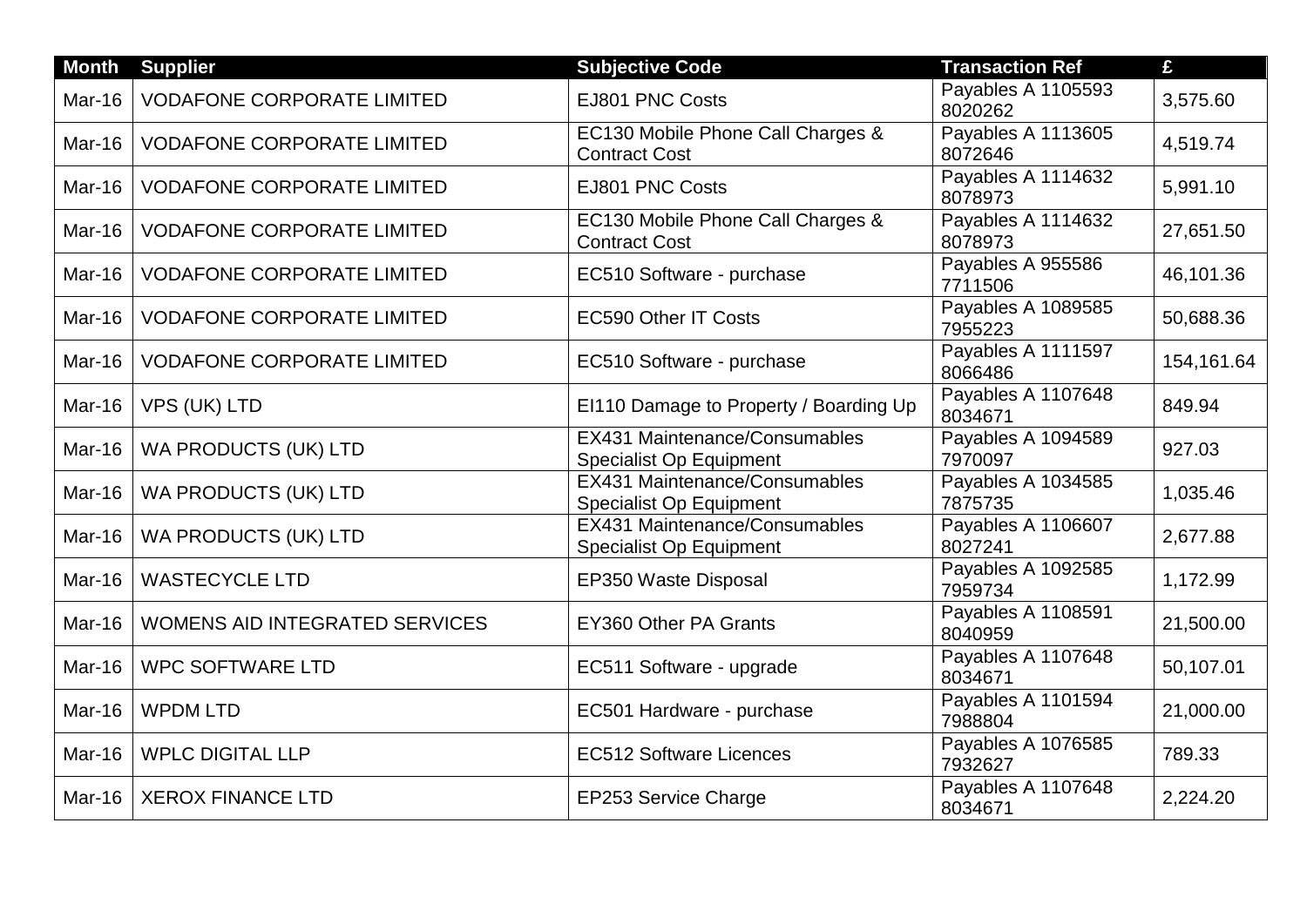| Month | Supplier | Subjective Code | Transaction Ref | £ |
|---|---|---|---|---|
| Mar-16 | VODAFONE CORPORATE LIMITED | EJ801 PNC Costs | Payables A 1105593 8020262 | 3,575.60 |
| Mar-16 | VODAFONE CORPORATE LIMITED | EC130 Mobile Phone Call Charges & Contract Cost | Payables A 1113605 8072646 | 4,519.74 |
| Mar-16 | VODAFONE CORPORATE LIMITED | EJ801 PNC Costs | Payables A 1114632 8078973 | 5,991.10 |
| Mar-16 | VODAFONE CORPORATE LIMITED | EC130 Mobile Phone Call Charges & Contract Cost | Payables A 1114632 8078973 | 27,651.50 |
| Mar-16 | VODAFONE CORPORATE LIMITED | EC510 Software - purchase | Payables A 955586 7711506 | 46,101.36 |
| Mar-16 | VODAFONE CORPORATE LIMITED | EC590 Other IT Costs | Payables A 1089585 7955223 | 50,688.36 |
| Mar-16 | VODAFONE CORPORATE LIMITED | EC510 Software - purchase | Payables A 1111597 8066486 | 154,161.64 |
| Mar-16 | VPS (UK) LTD | EI110 Damage to Property / Boarding Up | Payables A 1107648 8034671 | 849.94 |
| Mar-16 | WA PRODUCTS (UK) LTD | EX431 Maintenance/Consumables Specialist Op Equipment | Payables A 1094589 7970097 | 927.03 |
| Mar-16 | WA PRODUCTS (UK) LTD | EX431 Maintenance/Consumables Specialist Op Equipment | Payables A 1034585 7875735 | 1,035.46 |
| Mar-16 | WA PRODUCTS (UK) LTD | EX431 Maintenance/Consumables Specialist Op Equipment | Payables A 1106607 8027241 | 2,677.88 |
| Mar-16 | WASTECYCLE LTD | EP350 Waste Disposal | Payables A 1092585 7959734 | 1,172.99 |
| Mar-16 | WOMENS AID INTEGRATED SERVICES | EY360 Other PA Grants | Payables A 1108591 8040959 | 21,500.00 |
| Mar-16 | WPC SOFTWARE LTD | EC511 Software - upgrade | Payables A 1107648 8034671 | 50,107.01 |
| Mar-16 | WPDM LTD | EC501 Hardware - purchase | Payables A 1101594 7988804 | 21,000.00 |
| Mar-16 | WPLC DIGITAL LLP | EC512 Software Licences | Payables A 1076585 7932627 | 789.33 |
| Mar-16 | XEROX FINANCE LTD | EP253 Service Charge | Payables A 1107648 8034671 | 2,224.20 |